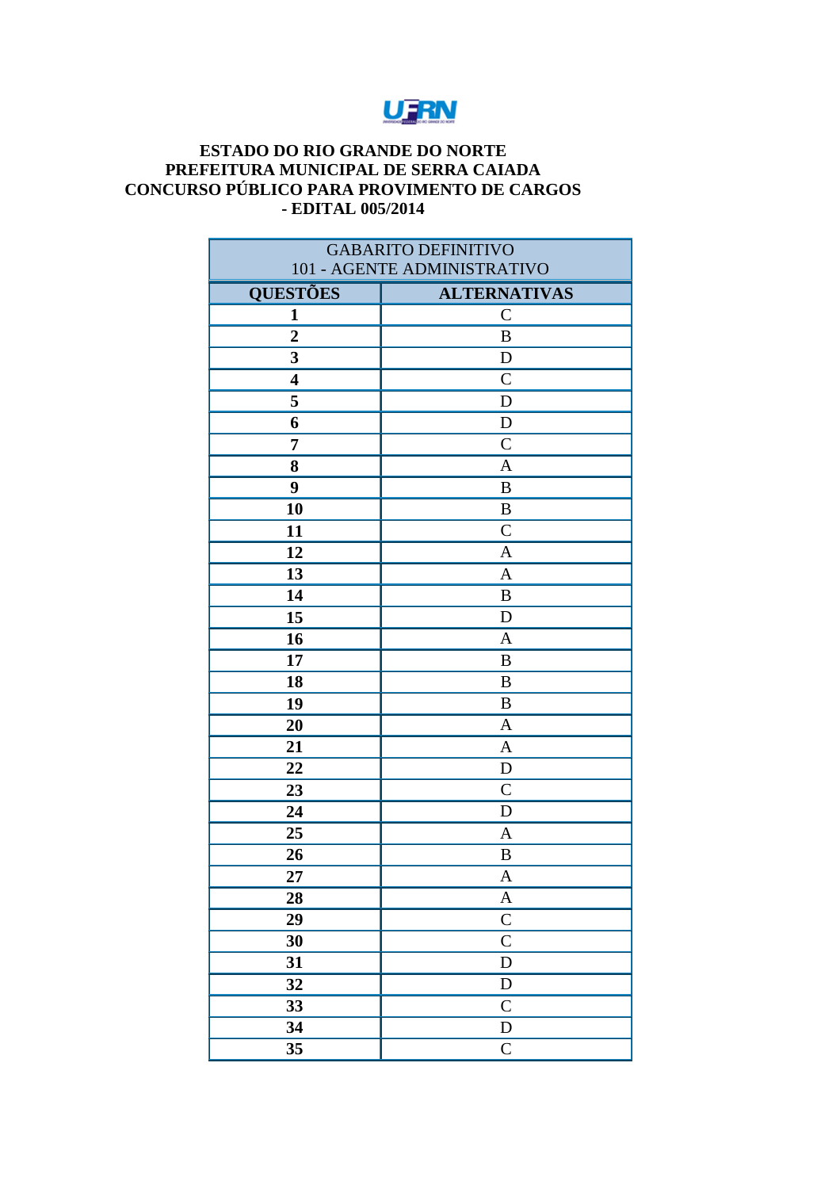**ESTADO DO RIO GRANDE DO NORTE**
**PREFEITURA MUNICIPAL DE SERRA CAIADA**
**CONCURSO PÚBLICO PARA PROVIMENTO DE CARGOS**
**- EDITAL 005/2014**

| GABARITO DEFINITIVO 101 - AGENTE ADMINISTRATIVO | |
|---|---|
| **QUESTÕES** | **ALTERNATIVAS** |
| **1** | C |
| **2** | B |
| **3** | D |
| **4** | C |
| **5** | D |
| **6** | D |
| **7** | C |
| **8** | A |
| **9** | B |
| **10** | B |
| **11** | C |
| **12** | A |
| **13** | A |
| **14** | B |
| **15** | D |
| **16** | A |
| **17** | B |
| **18** | B |
| **19** | B |
| **20** | A |
| **21** | A |
| **22** | D |
| **23** | C |
| **24** | D |
| **25** | A |
| **26** | B |
| **27** | A |
| **28** | A |
| **29** | C |
| **30** | C |
| **31** | D |
| **32** | D |
| **33** | C |
| **34** | D |
| **35** | C |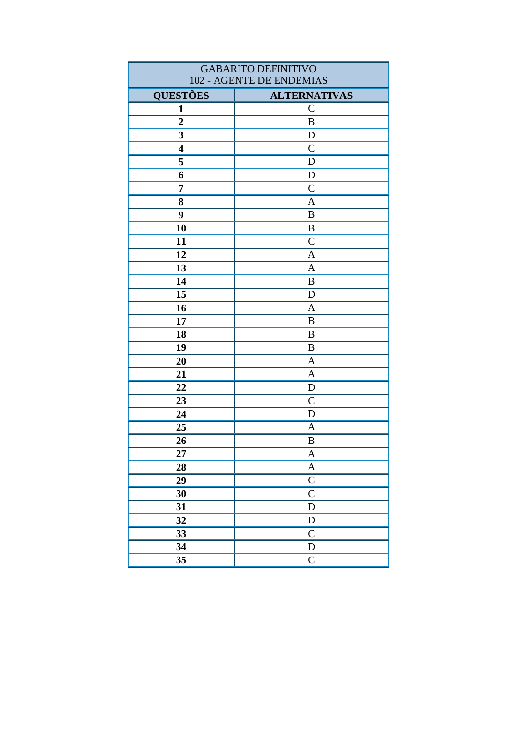| GABARITO DEFINITIVO<br>102 - AGENTE DE ENDEMIAS | |
|---|---|
| **QUESTÕES** | **ALTERNATIVAS** |
| **1** | C |
| **2** | B |
| **3** | D |
| **4** | C |
| **5** | D |
| **6** | D |
| **7** | C |
| **8** | A |
| **9** | B |
| **10** | B |
| **11** | C |
| **12** | A |
| **13** | A |
| **14** | B |
| **15** | D |
| **16** | A |
| **17** | B |
| **18** | B |
| **19** | B |
| **20** | A |
| **21** | A |
| **22** | D |
| **23** | C |
| **24** | D |
| **25** | A |
| **26** | B |
| **27** | A |
| **28** | A |
| **29** | C |
| **30** | C |
| **31** | D |
| **32** | D |
| **33** | C |
| **34** | D |
| **35** | C |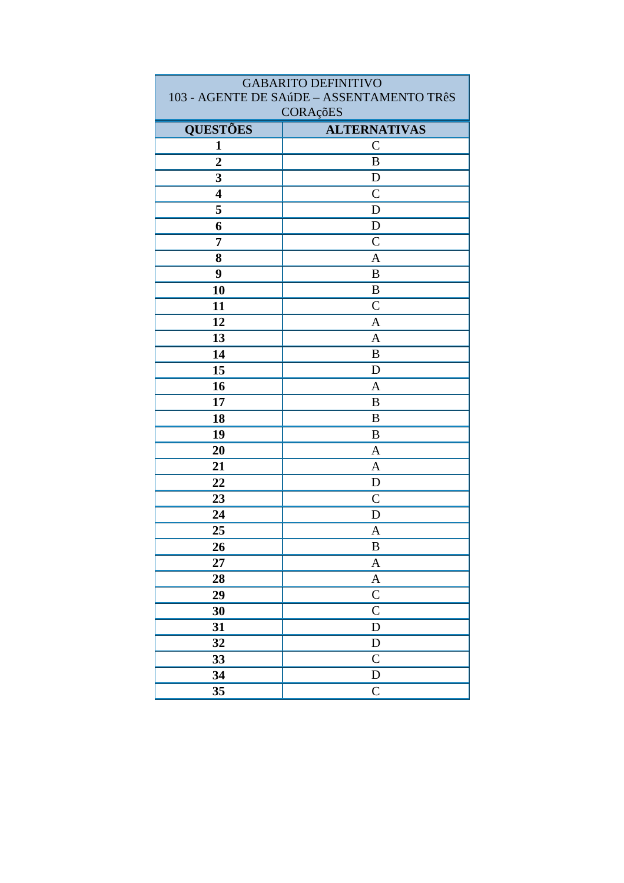| GABARITO DEFINITIVO<br>103 - AGENTE DE SAúDE – ASSENTAMENTO TRêS CORAçõES | |
|---|---|
| **QUESTÕES** | **ALTERNATIVAS** |
| **1** | C |
| **2** | B |
| **3** | D |
| **4** | C |
| **5** | D |
| **6** | D |
| **7** | C |
| **8** | A |
| **9** | B |
| **10** | B |
| **11** | C |
| **12** | A |
| **13** | A |
| **14** | B |
| **15** | D |
| **16** | A |
| **17** | B |
| **18** | B |
| **19** | B |
| **20** | A |
| **21** | A |
| **22** | D |
| **23** | C |
| **24** | D |
| **25** | A |
| **26** | B |
| **27** | A |
| **28** | A |
| **29** | C |
| **30** | C |
| **31** | D |
| **32** | D |
| **33** | C |
| **34** | D |
| **35** | C |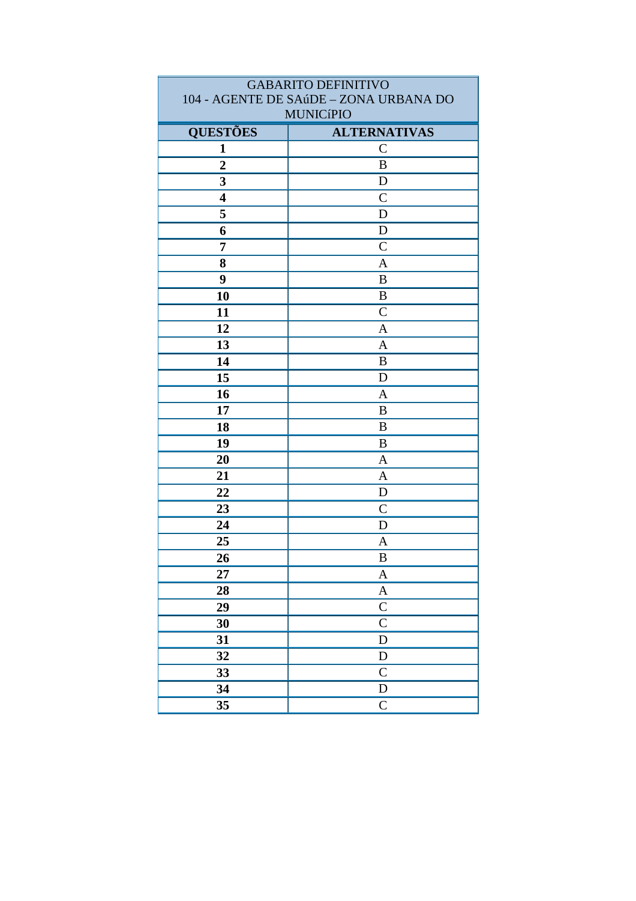| GABARITO DEFINITIVO<br>104 - AGENTE DE SAúDE – ZONA URBANA DO MUNICíPIO | |
|---|---|
| **QUESTÕES** | **ALTERNATIVAS** |
| **1** | C |
| **2** | B |
| **3** | D |
| **4** | C |
| **5** | D |
| **6** | D |
| **7** | C |
| **8** | A |
| **9** | B |
| **10** | B |
| **11** | C |
| **12** | A |
| **13** | A |
| **14** | B |
| **15** | D |
| **16** | A |
| **17** | B |
| **18** | B |
| **19** | B |
| **20** | A |
| **21** | A |
| **22** | D |
| **23** | C |
| **24** | D |
| **25** | A |
| **26** | B |
| **27** | A |
| **28** | A |
| **29** | C |
| **30** | C |
| **31** | D |
| **32** | D |
| **33** | C |
| **34** | D |
| **35** | C |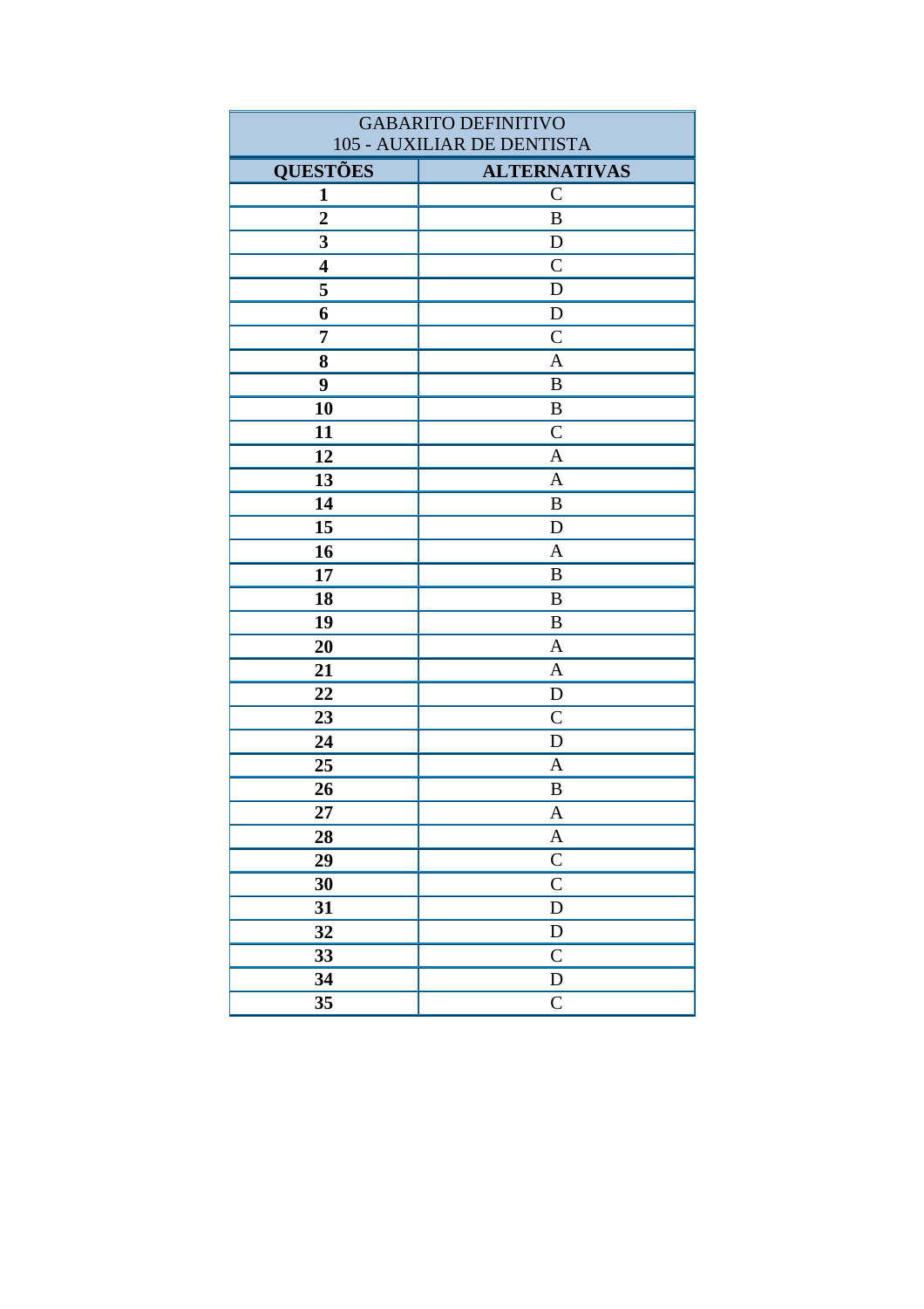| GABARITO DEFINITIVO<br>105 - AUXILIAR DE DENTISTA | |
|---|---|
| **QUESTÕES** | **ALTERNATIVAS** |
| **1** | C |
| **2** | B |
| **3** | D |
| **4** | C |
| **5** | D |
| **6** | D |
| **7** | C |
| **8** | A |
| **9** | B |
| **10** | B |
| **11** | C |
| **12** | A |
| **13** | A |
| **14** | B |
| **15** | D |
| **16** | A |
| **17** | B |
| **18** | B |
| **19** | B |
| **20** | A |
| **21** | A |
| **22** | D |
| **23** | C |
| **24** | D |
| **25** | A |
| **26** | B |
| **27** | A |
| **28** | A |
| **29** | C |
| **30** | C |
| **31** | D |
| **32** | D |
| **33** | C |
| **34** | D |
| **35** | C |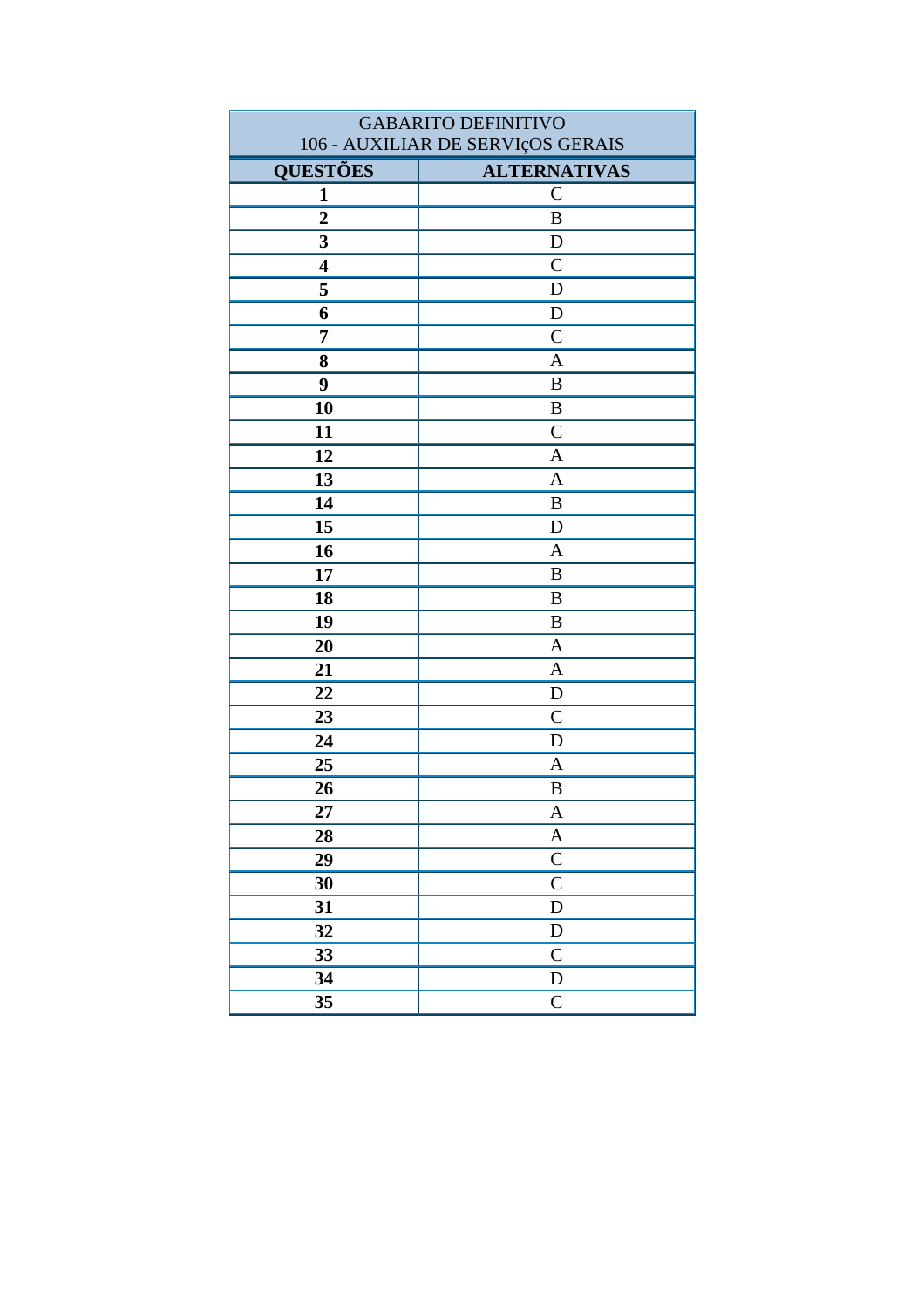| GABARITO DEFINITIVO<br>106 - AUXILIAR DE SERVIçOS GERAIS | |
|---|---|
| **QUESTÕES** | **ALTERNATIVAS** |
| **1** | C |
| **2** | B |
| **3** | D |
| **4** | C |
| **5** | D |
| **6** | D |
| **7** | C |
| **8** | A |
| **9** | B |
| **10** | B |
| **11** | C |
| **12** | A |
| **13** | A |
| **14** | B |
| **15** | D |
| **16** | A |
| **17** | B |
| **18** | B |
| **19** | B |
| **20** | A |
| **21** | A |
| **22** | D |
| **23** | C |
| **24** | D |
| **25** | A |
| **26** | B |
| **27** | A |
| **28** | A |
| **29** | C |
| **30** | C |
| **31** | D |
| **32** | D |
| **33** | C |
| **34** | D |
| **35** | C |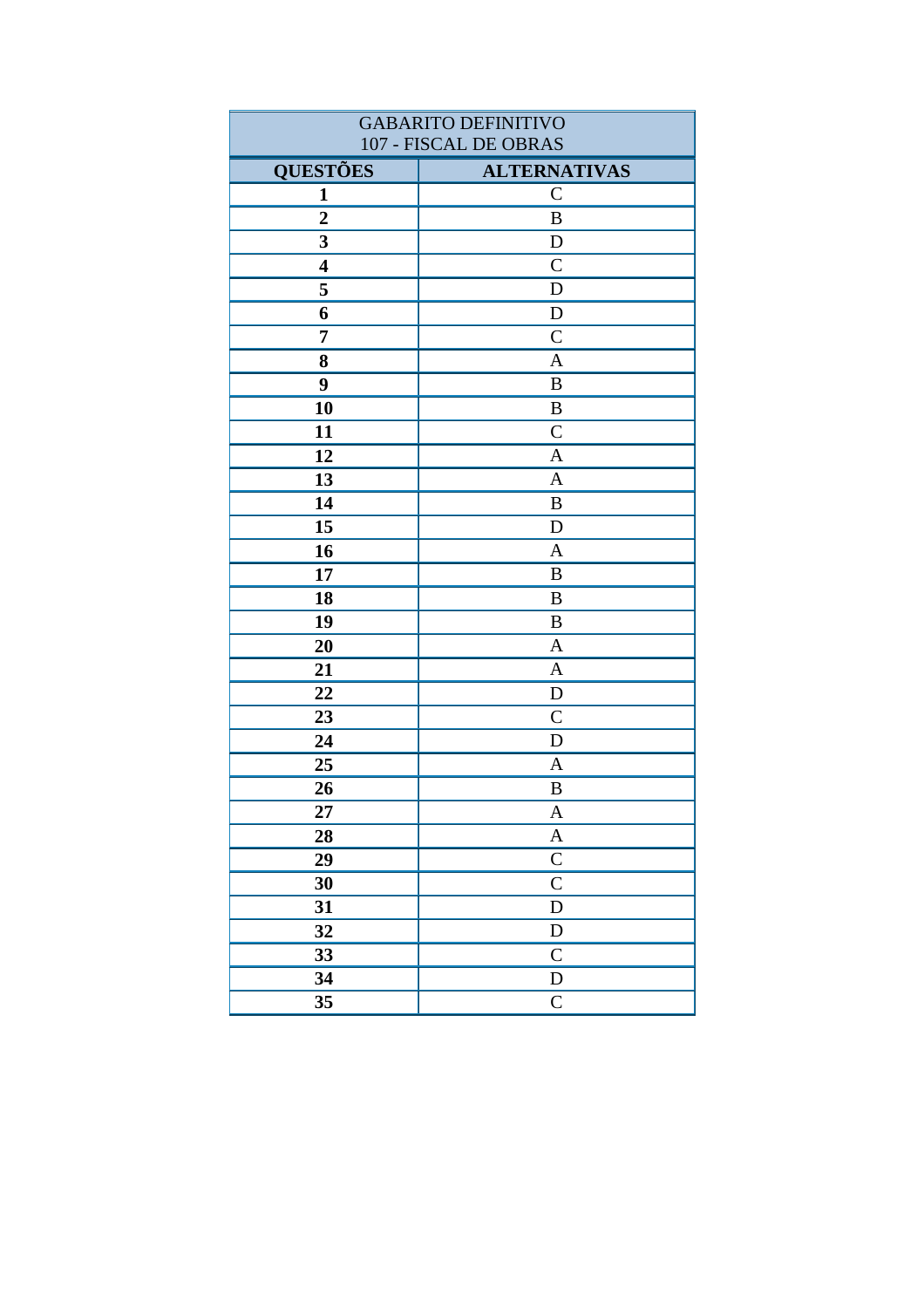| GABARITO DEFINITIVO<br>107 - FISCAL DE OBRAS | |
|---|---|
| **QUESTÕES** | **ALTERNATIVAS** |
| **1** | C |
| **2** | B |
| **3** | D |
| **4** | C |
| **5** | D |
| **6** | D |
| **7** | C |
| **8** | A |
| **9** | B |
| **10** | B |
| **11** | C |
| **12** | A |
| **13** | A |
| **14** | B |
| **15** | D |
| **16** | A |
| **17** | B |
| **18** | B |
| **19** | B |
| **20** | A |
| **21** | A |
| **22** | D |
| **23** | C |
| **24** | D |
| **25** | A |
| **26** | B |
| **27** | A |
| **28** | A |
| **29** | C |
| **30** | C |
| **31** | D |
| **32** | D |
| **33** | C |
| **34** | D |
| **35** | C |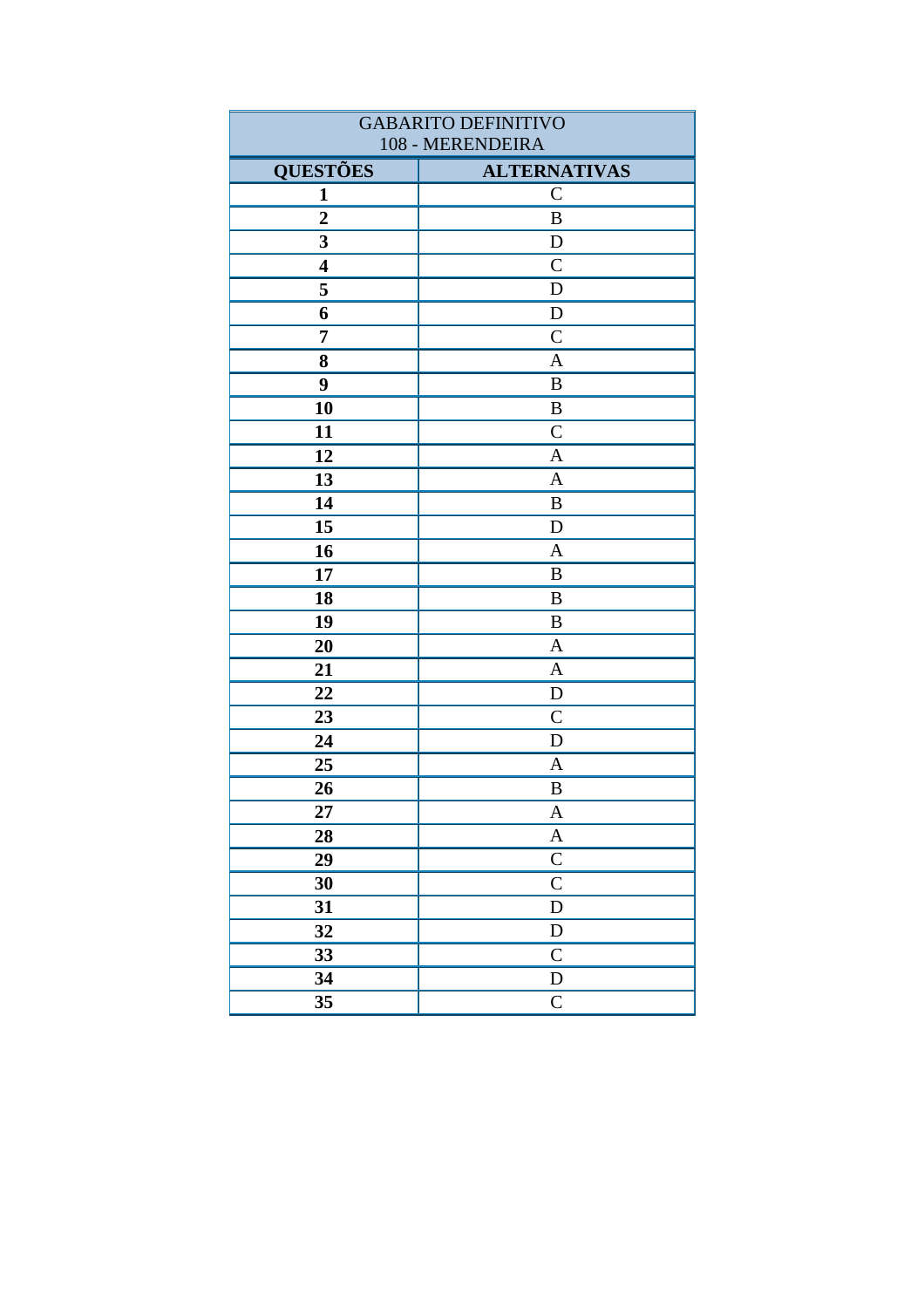| GABARITO DEFINITIVO<br>108 - MERENDEIRA | |
|---|---|
| **QUESTÕES** | **ALTERNATIVAS** |
| **1** | C |
| **2** | B |
| **3** | D |
| **4** | C |
| **5** | D |
| **6** | D |
| **7** | C |
| **8** | A |
| **9** | B |
| **10** | B |
| **11** | C |
| **12** | A |
| **13** | A |
| **14** | B |
| **15** | D |
| **16** | A |
| **17** | B |
| **18** | B |
| **19** | B |
| **20** | A |
| **21** | A |
| **22** | D |
| **23** | C |
| **24** | D |
| **25** | A |
| **26** | B |
| **27** | A |
| **28** | A |
| **29** | C |
| **30** | C |
| **31** | D |
| **32** | D |
| **33** | C |
| **34** | D |
| **35** | C |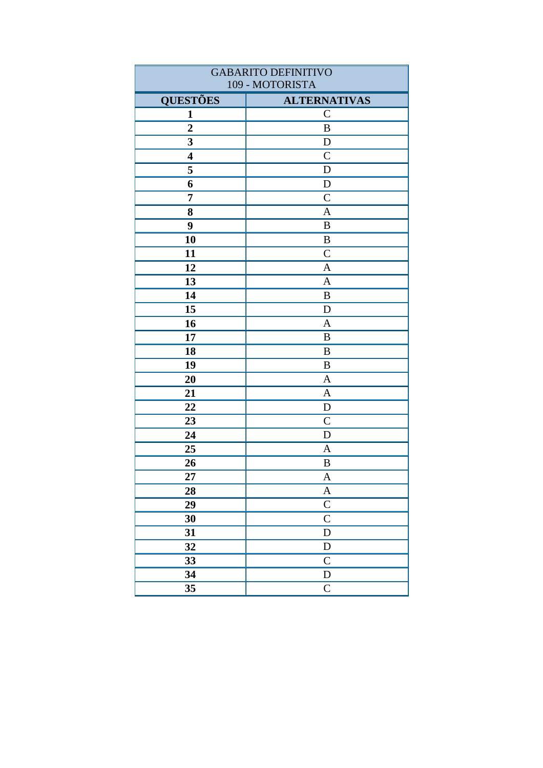| GABARITO DEFINITIVO<br>109 - MOTORISTA | |
|---|---|
| **QUESTÕES** | **ALTERNATIVAS** |
| **1** | C |
| **2** | B |
| **3** | D |
| **4** | C |
| **5** | D |
| **6** | D |
| **7** | C |
| **8** | A |
| **9** | B |
| **10** | B |
| **11** | C |
| **12** | A |
| **13** | A |
| **14** | B |
| **15** | D |
| **16** | A |
| **17** | B |
| **18** | B |
| **19** | B |
| **20** | A |
| **21** | A |
| **22** | D |
| **23** | C |
| **24** | D |
| **25** | A |
| **26** | B |
| **27** | A |
| **28** | A |
| **29** | C |
| **30** | C |
| **31** | D |
| **32** | D |
| **33** | C |
| **34** | D |
| **35** | C |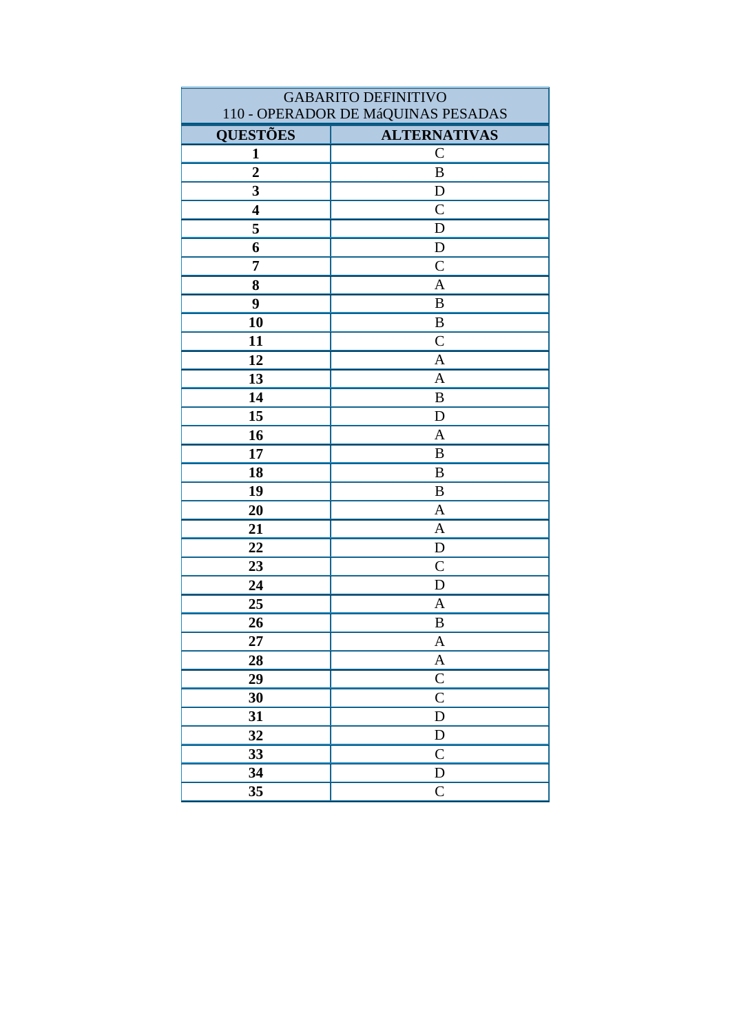| GABARITO DEFINITIVO<br>110 - OPERADOR DE MáQUINAS PESADAS | |
|---|---|
| **QUESTÕES** | **ALTERNATIVAS** |
| **1** | C |
| **2** | B |
| **3** | D |
| **4** | C |
| **5** | D |
| **6** | D |
| **7** | C |
| **8** | A |
| **9** | B |
| **10** | B |
| **11** | C |
| **12** | A |
| **13** | A |
| **14** | B |
| **15** | D |
| **16** | A |
| **17** | B |
| **18** | B |
| **19** | B |
| **20** | A |
| **21** | A |
| **22** | D |
| **23** | C |
| **24** | D |
| **25** | A |
| **26** | B |
| **27** | A |
| **28** | A |
| **29** | C |
| **30** | C |
| **31** | D |
| **32** | D |
| **33** | C |
| **34** | D |
| **35** | C |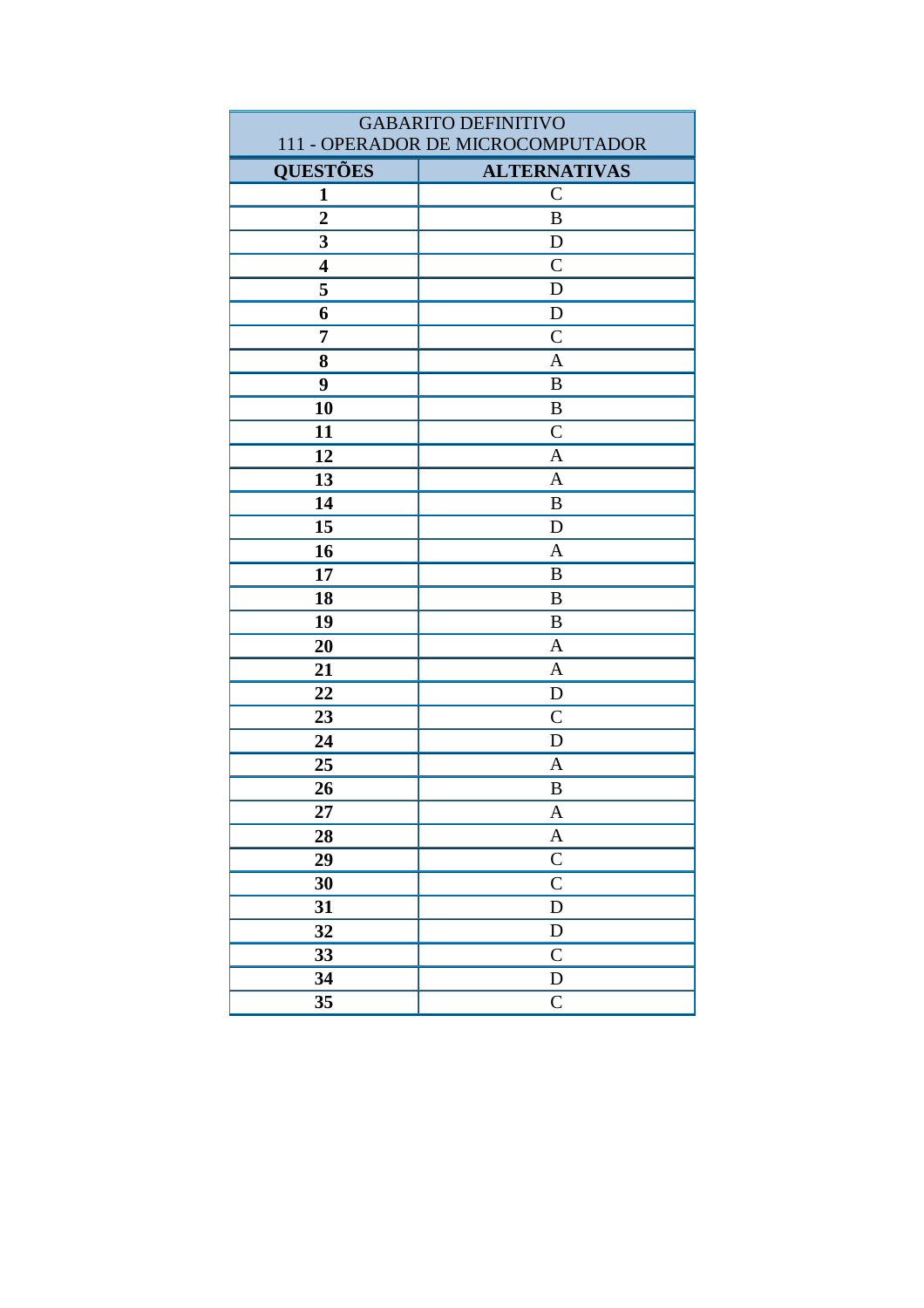| GABARITO DEFINITIVO<br>111 - OPERADOR DE MICROCOMPUTADOR | |
|---|---|
| **QUESTÕES** | **ALTERNATIVAS** |
| **1** | C |
| **2** | B |
| **3** | D |
| **4** | C |
| **5** | D |
| **6** | D |
| **7** | C |
| **8** | A |
| **9** | B |
| **10** | B |
| **11** | C |
| **12** | A |
| **13** | A |
| **14** | B |
| **15** | D |
| **16** | A |
| **17** | B |
| **18** | B |
| **19** | B |
| **20** | A |
| **21** | A |
| **22** | D |
| **23** | C |
| **24** | D |
| **25** | A |
| **26** | B |
| **27** | A |
| **28** | A |
| **29** | C |
| **30** | C |
| **31** | D |
| **32** | D |
| **33** | C |
| **34** | D |
| **35** | C |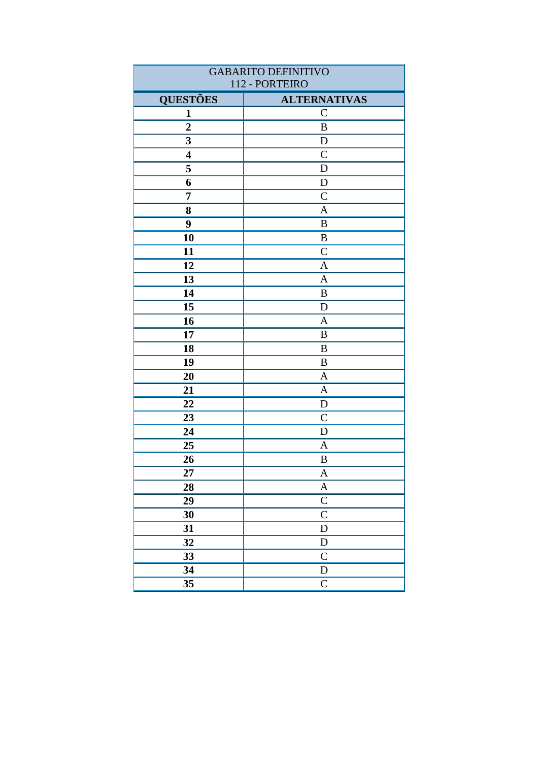| GABARITO DEFINITIVO<br>112 - PORTEIRO | |
|---|---|
| **QUESTÕES** | **ALTERNATIVAS** |
| **1** | C |
| **2** | B |
| **3** | D |
| **4** | C |
| **5** | D |
| **6** | D |
| **7** | C |
| **8** | A |
| **9** | B |
| **10** | B |
| **11** | C |
| **12** | A |
| **13** | A |
| **14** | B |
| **15** | D |
| **16** | A |
| **17** | B |
| **18** | B |
| **19** | B |
| **20** | A |
| **21** | A |
| **22** | D |
| **23** | C |
| **24** | D |
| **25** | A |
| **26** | B |
| **27** | A |
| **28** | A |
| **29** | C |
| **30** | C |
| **31** | D |
| **32** | D |
| **33** | C |
| **34** | D |
| **35** | C |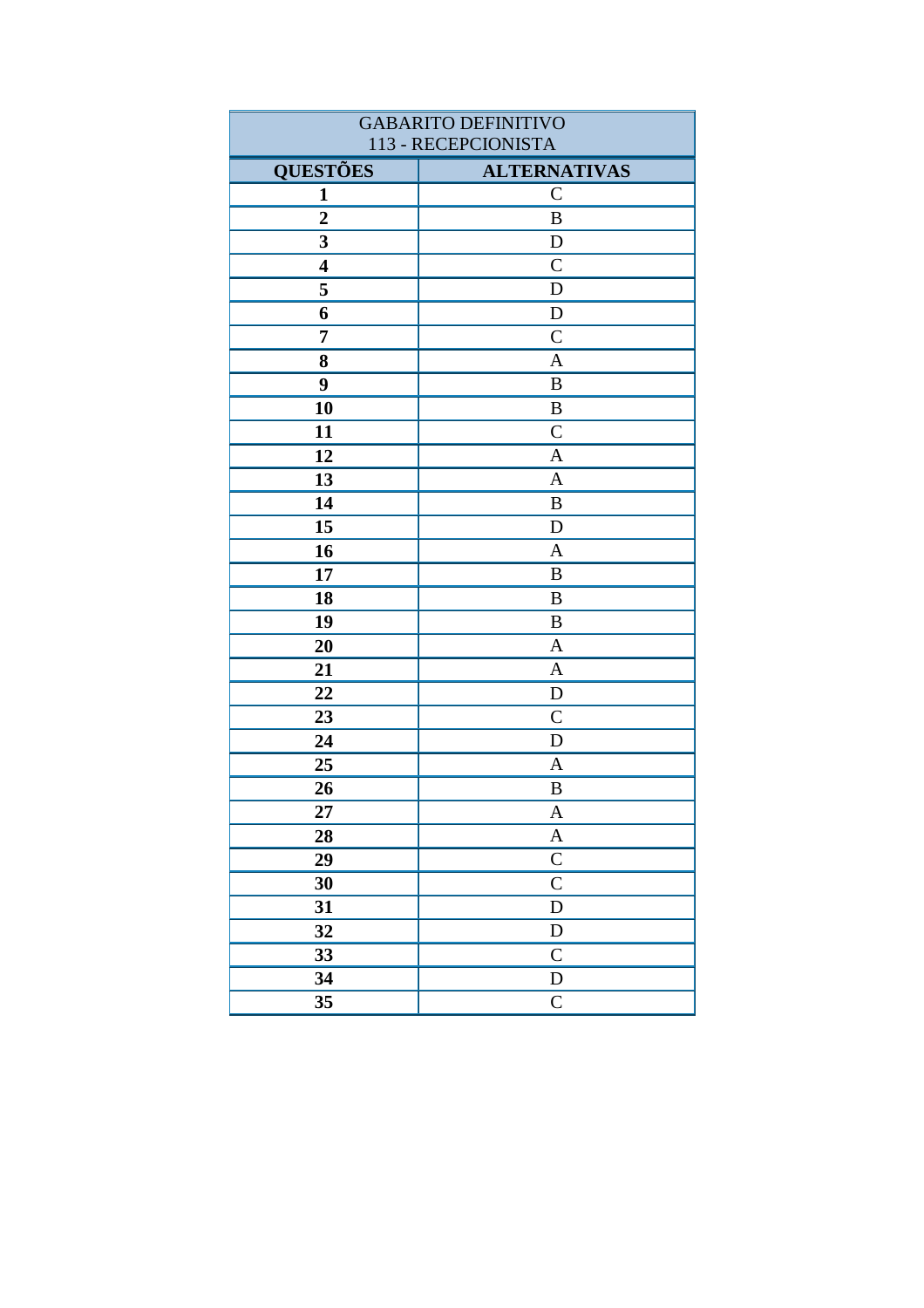| GABARITO DEFINITIVO<br>113 - RECEPCIONISTA | |
|---|---|
| **QUESTÕES** | **ALTERNATIVAS** |
| **1** | C |
| **2** | B |
| **3** | D |
| **4** | C |
| **5** | D |
| **6** | D |
| **7** | C |
| **8** | A |
| **9** | B |
| **10** | B |
| **11** | C |
| **12** | A |
| **13** | A |
| **14** | B |
| **15** | D |
| **16** | A |
| **17** | B |
| **18** | B |
| **19** | B |
| **20** | A |
| **21** | A |
| **22** | D |
| **23** | C |
| **24** | D |
| **25** | A |
| **26** | B |
| **27** | A |
| **28** | A |
| **29** | C |
| **30** | C |
| **31** | D |
| **32** | D |
| **33** | C |
| **34** | D |
| **35** | C |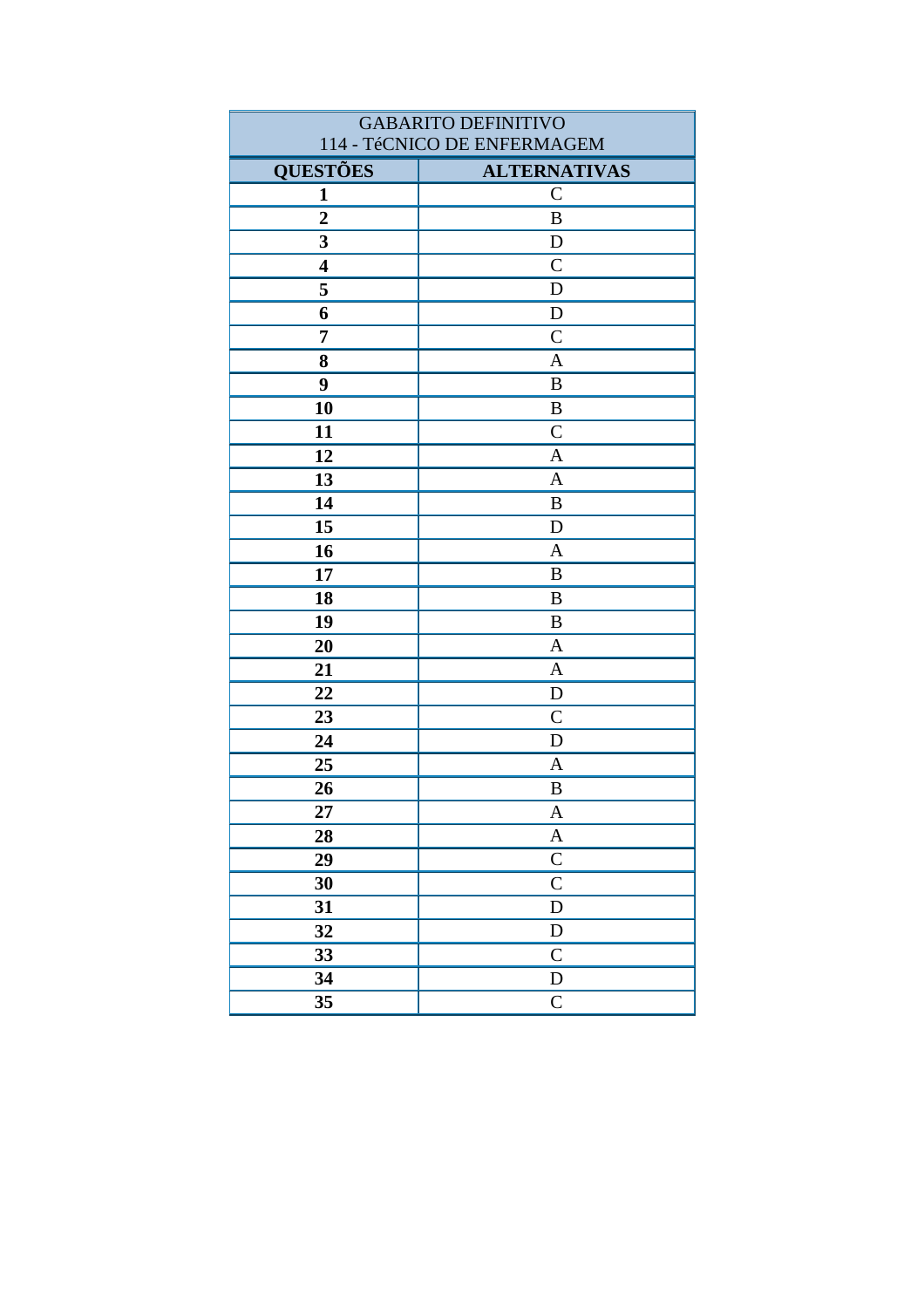| GABARITO DEFINITIVO<br>114 - TéCNICO DE ENFERMAGEM | |
|---|---|
| **QUESTÕES** | **ALTERNATIVAS** |
| **1** | C |
| **2** | B |
| **3** | D |
| **4** | C |
| **5** | D |
| **6** | D |
| **7** | C |
| **8** | A |
| **9** | B |
| **10** | B |
| **11** | C |
| **12** | A |
| **13** | A |
| **14** | B |
| **15** | D |
| **16** | A |
| **17** | B |
| **18** | B |
| **19** | B |
| **20** | A |
| **21** | A |
| **22** | D |
| **23** | C |
| **24** | D |
| **25** | A |
| **26** | B |
| **27** | A |
| **28** | A |
| **29** | C |
| **30** | C |
| **31** | D |
| **32** | D |
| **33** | C |
| **34** | D |
| **35** | C |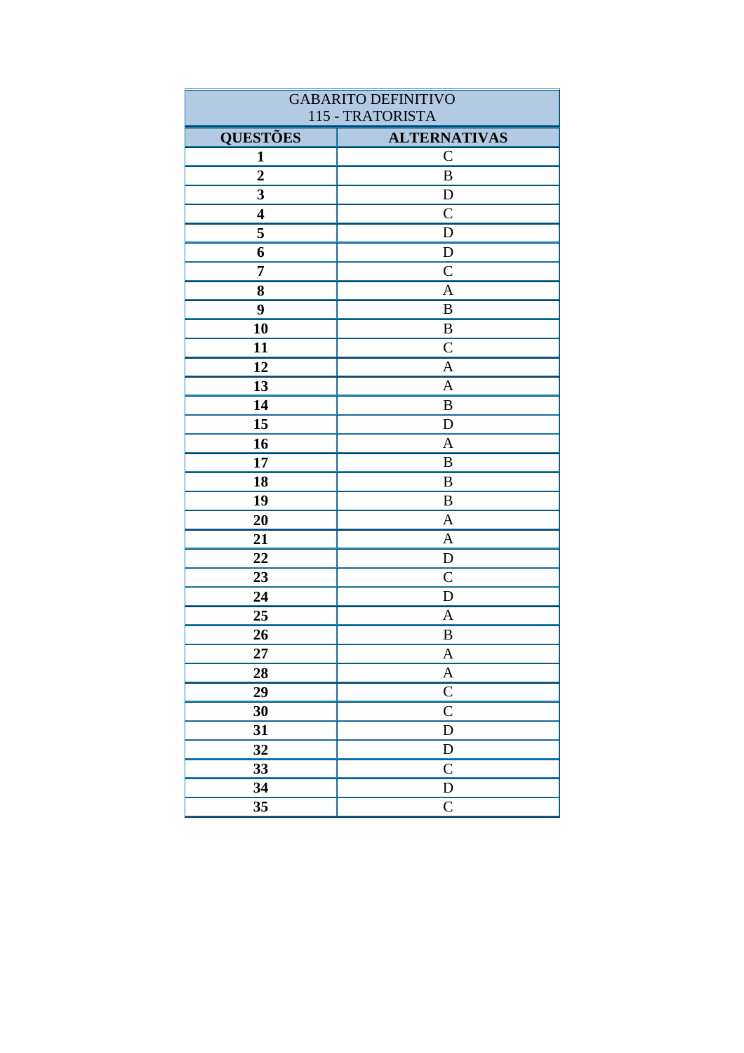| GABARITO DEFINITIVO<br>115 - TRATORISTA | |
|---|---|
| **QUESTÕES** | **ALTERNATIVAS** |
| **1** | C |
| **2** | B |
| **3** | D |
| **4** | C |
| **5** | D |
| **6** | D |
| **7** | C |
| **8** | A |
| **9** | B |
| **10** | B |
| **11** | C |
| **12** | A |
| **13** | A |
| **14** | B |
| **15** | D |
| **16** | A |
| **17** | B |
| **18** | B |
| **19** | B |
| **20** | A |
| **21** | A |
| **22** | D |
| **23** | C |
| **24** | D |
| **25** | A |
| **26** | B |
| **27** | A |
| **28** | A |
| **29** | C |
| **30** | C |
| **31** | D |
| **32** | D |
| **33** | C |
| **34** | D |
| **35** | C |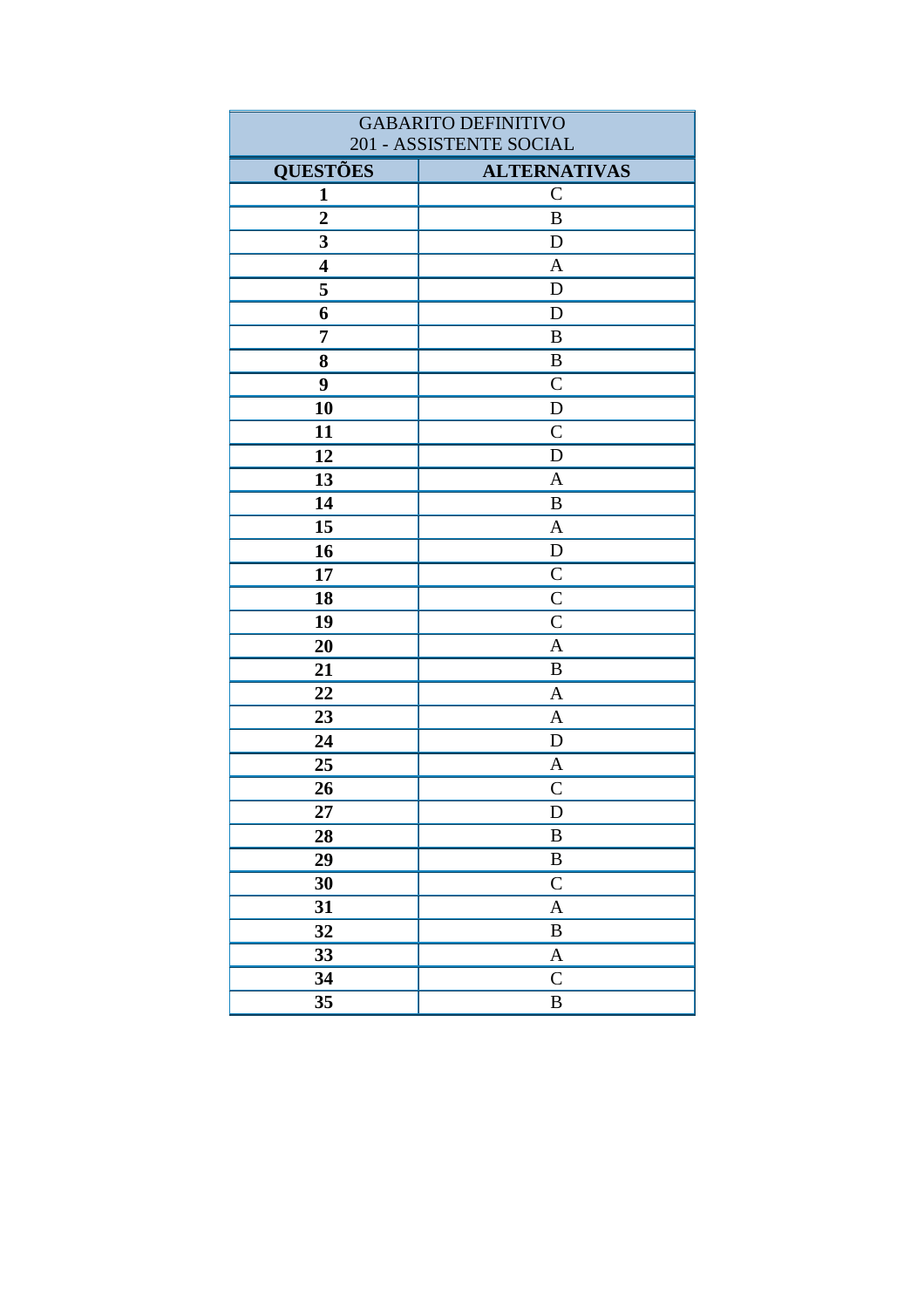| GABARITO DEFINITIVO<br>201 - ASSISTENTE SOCIAL | |
|---|---|
| **QUESTÕES** | **ALTERNATIVAS** |
| **1** | C |
| **2** | B |
| **3** | D |
| **4** | A |
| **5** | D |
| **6** | D |
| **7** | B |
| **8** | B |
| **9** | C |
| **10** | D |
| **11** | C |
| **12** | D |
| **13** | A |
| **14** | B |
| **15** | A |
| **16** | D |
| **17** | C |
| **18** | C |
| **19** | C |
| **20** | A |
| **21** | B |
| **22** | A |
| **23** | A |
| **24** | D |
| **25** | A |
| **26** | C |
| **27** | D |
| **28** | B |
| **29** | B |
| **30** | C |
| **31** | A |
| **32** | B |
| **33** | A |
| **34** | C |
| **35** | B |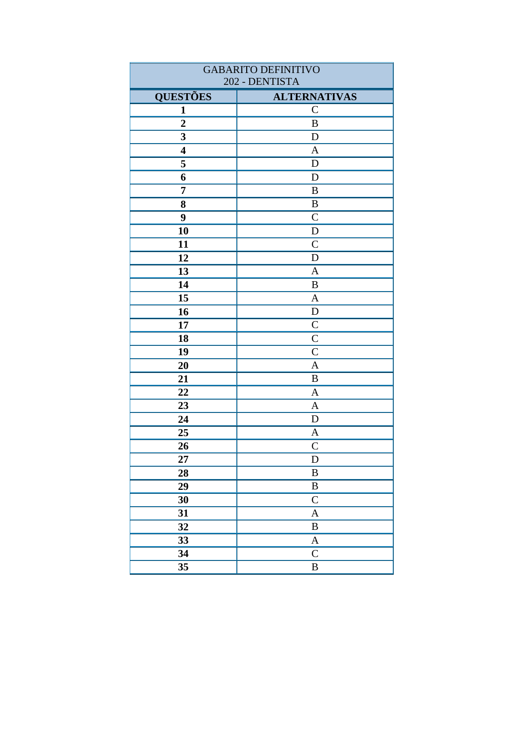| GABARITO DEFINITIVO<br>202 - DENTISTA | |
|---|---|
| **QUESTÕES** | **ALTERNATIVAS** |
| **1** | C |
| **2** | B |
| **3** | D |
| **4** | A |
| **5** | D |
| **6** | D |
| **7** | B |
| **8** | B |
| **9** | C |
| **10** | D |
| **11** | C |
| **12** | D |
| **13** | A |
| **14** | B |
| **15** | A |
| **16** | D |
| **17** | C |
| **18** | C |
| **19** | C |
| **20** | A |
| **21** | B |
| **22** | A |
| **23** | A |
| **24** | D |
| **25** | A |
| **26** | C |
| **27** | D |
| **28** | B |
| **29** | B |
| **30** | C |
| **31** | A |
| **32** | B |
| **33** | A |
| **34** | C |
| **35** | B |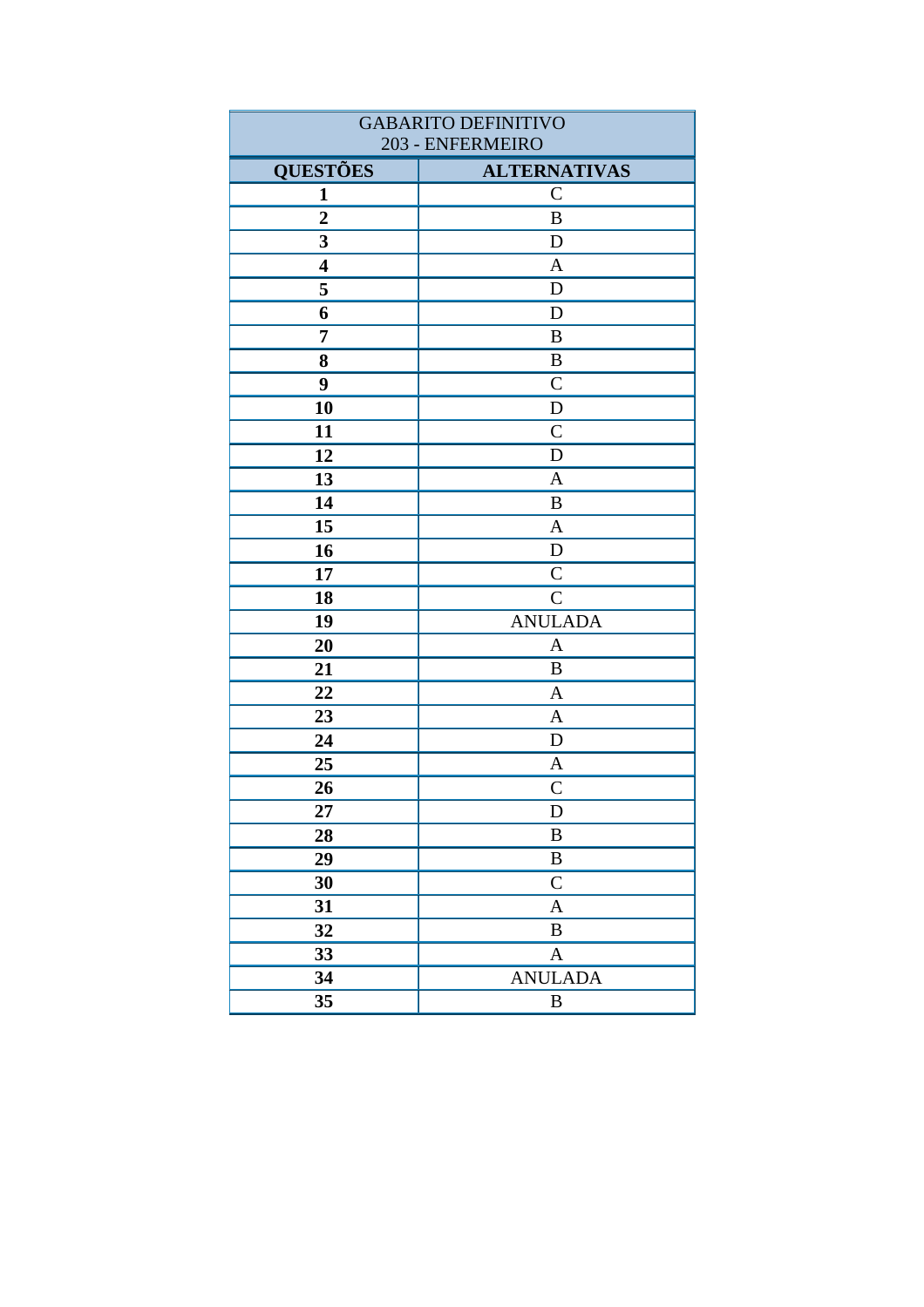| GABARITO DEFINITIVO 203 - ENFERMEIRO | |
|---|---|
| **QUESTÕES** | **ALTERNATIVAS** |
| **1** | C |
| **2** | B |
| **3** | D |
| **4** | A |
| **5** | D |
| **6** | D |
| **7** | B |
| **8** | B |
| **9** | C |
| **10** | D |
| **11** | C |
| **12** | D |
| **13** | A |
| **14** | B |
| **15** | A |
| **16** | D |
| **17** | C |
| **18** | C |
| **19** | ANULADA |
| **20** | A |
| **21** | B |
| **22** | A |
| **23** | A |
| **24** | D |
| **25** | A |
| **26** | C |
| **27** | D |
| **28** | B |
| **29** | B |
| **30** | C |
| **31** | A |
| **32** | B |
| **33** | A |
| **34** | ANULADA |
| **35** | B |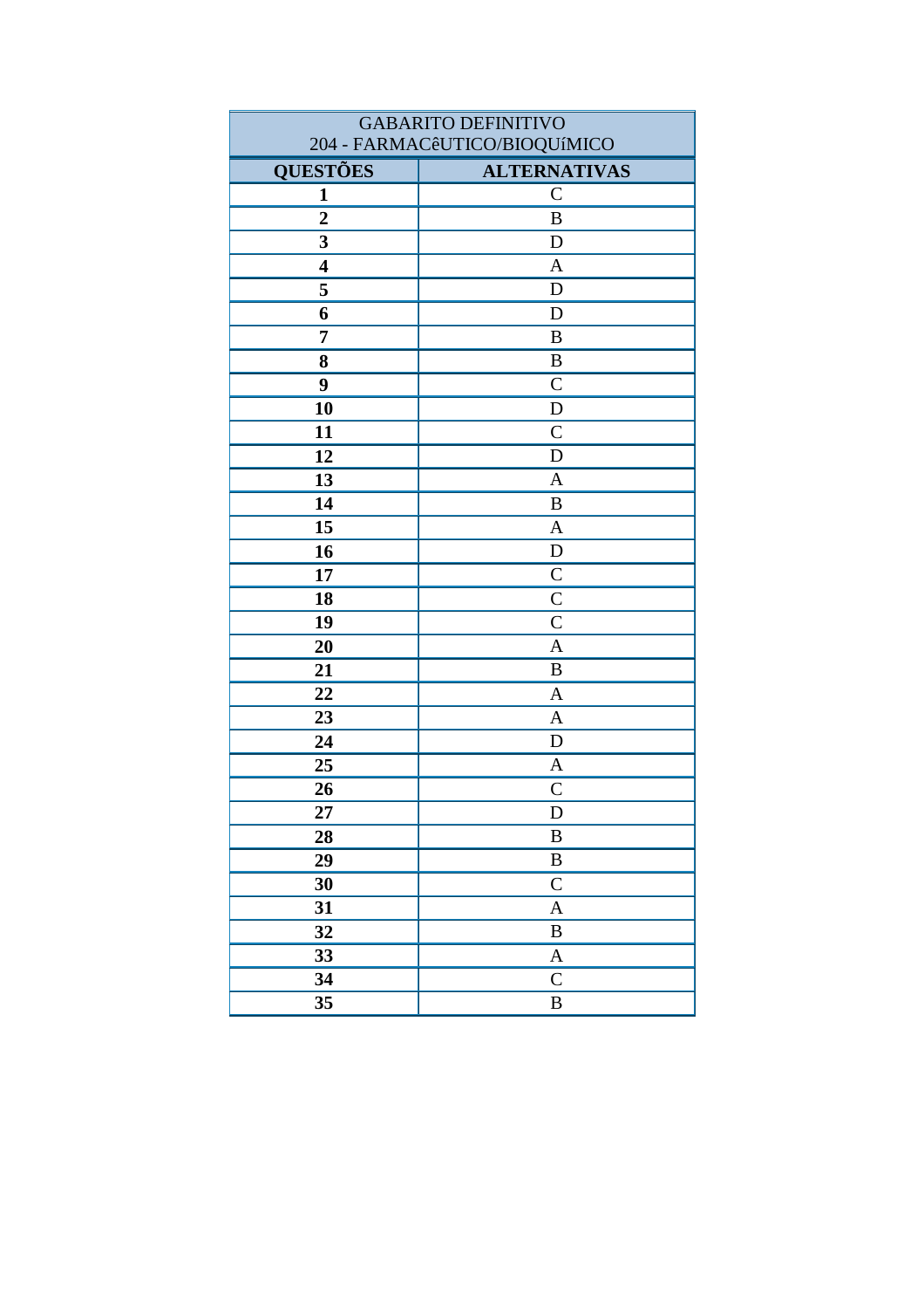| GABARITO DEFINITIVO<br>204 - FARMACêUTICO/BIOQUíMICO | |
|---|---|
| **QUESTÕES** | **ALTERNATIVAS** |
| **1** | C |
| **2** | B |
| **3** | D |
| **4** | A |
| **5** | D |
| **6** | D |
| **7** | B |
| **8** | B |
| **9** | C |
| **10** | D |
| **11** | C |
| **12** | D |
| **13** | A |
| **14** | B |
| **15** | A |
| **16** | D |
| **17** | C |
| **18** | C |
| **19** | C |
| **20** | A |
| **21** | B |
| **22** | A |
| **23** | A |
| **24** | D |
| **25** | A |
| **26** | C |
| **27** | D |
| **28** | B |
| **29** | B |
| **30** | C |
| **31** | A |
| **32** | B |
| **33** | A |
| **34** | C |
| **35** | B |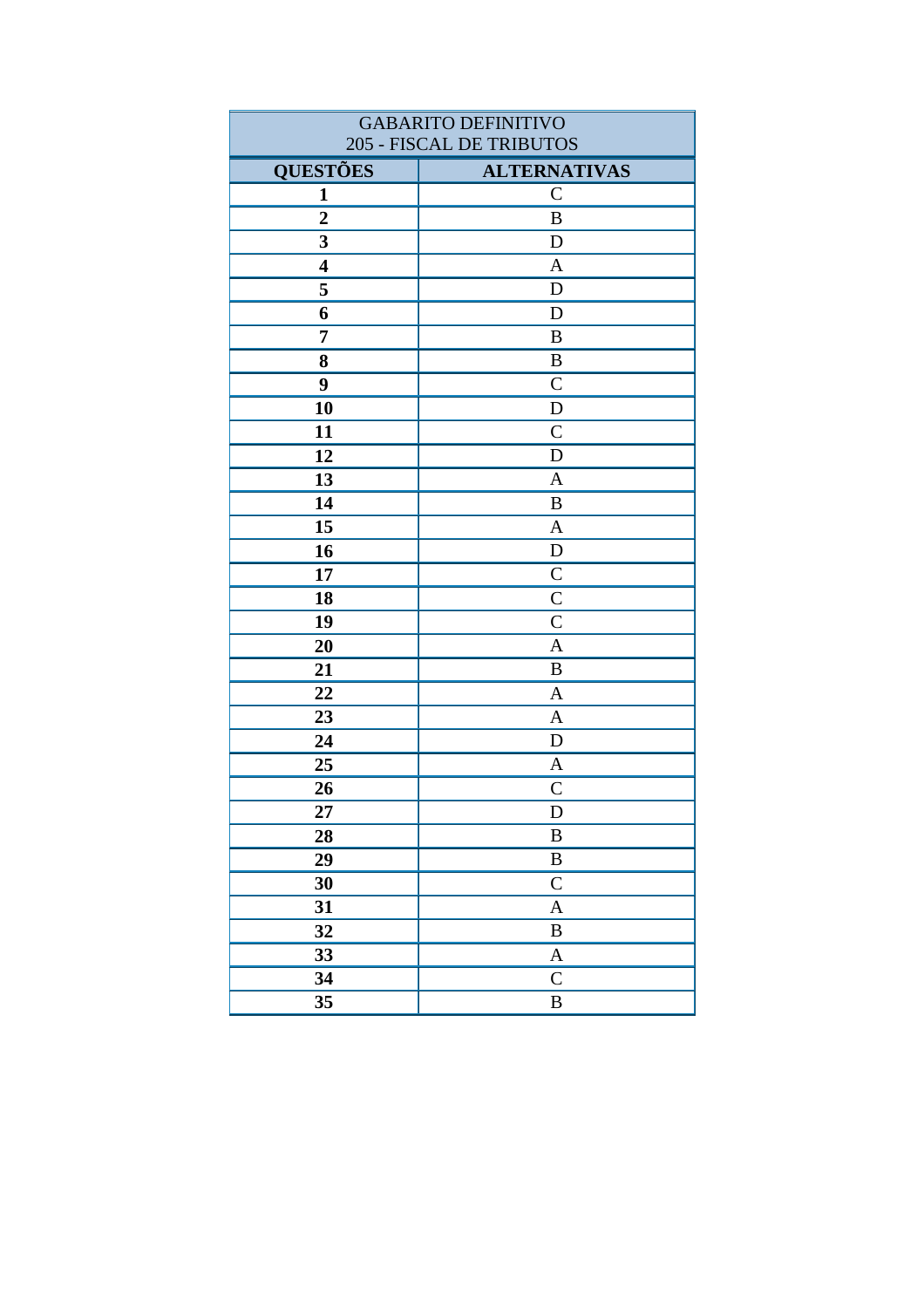| GABARITO DEFINITIVO<br>205 - FISCAL DE TRIBUTOS | |
|---|---|
| **QUESTÕES** | **ALTERNATIVAS** |
| **1** | C |
| **2** | B |
| **3** | D |
| **4** | A |
| **5** | D |
| **6** | D |
| **7** | B |
| **8** | B |
| **9** | C |
| **10** | D |
| **11** | C |
| **12** | D |
| **13** | A |
| **14** | B |
| **15** | A |
| **16** | D |
| **17** | C |
| **18** | C |
| **19** | C |
| **20** | A |
| **21** | B |
| **22** | A |
| **23** | A |
| **24** | D |
| **25** | A |
| **26** | C |
| **27** | D |
| **28** | B |
| **29** | B |
| **30** | C |
| **31** | A |
| **32** | B |
| **33** | A |
| **34** | C |
| **35** | B |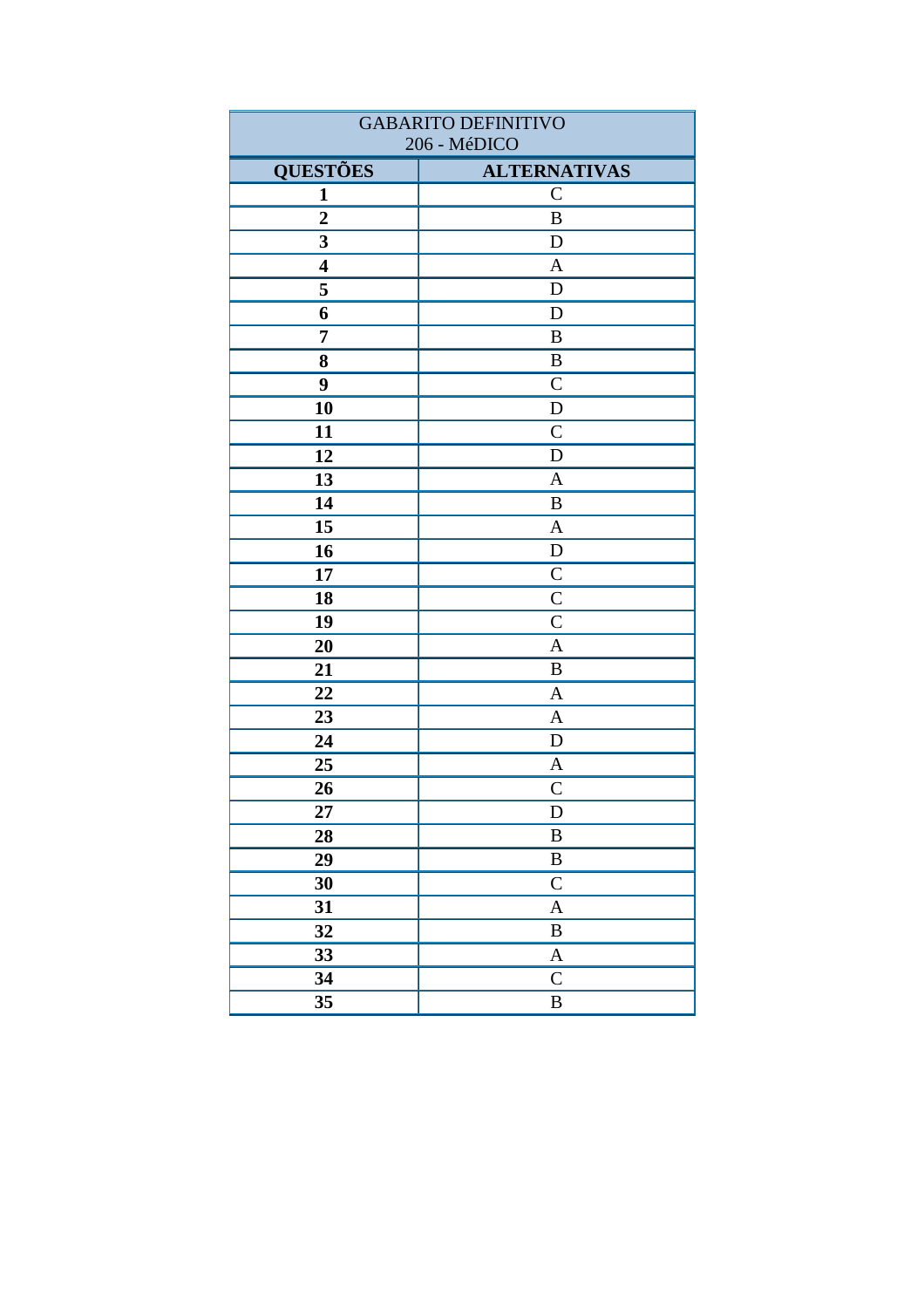| GABARITO DEFINITIVO<br>206 - MéDICO | |
|---|---|
| **QUESTÕES** | **ALTERNATIVAS** |
| **1** | C |
| **2** | B |
| **3** | D |
| **4** | A |
| **5** | D |
| **6** | D |
| **7** | B |
| **8** | B |
| **9** | C |
| **10** | D |
| **11** | C |
| **12** | D |
| **13** | A |
| **14** | B |
| **15** | A |
| **16** | D |
| **17** | C |
| **18** | C |
| **19** | C |
| **20** | A |
| **21** | B |
| **22** | A |
| **23** | A |
| **24** | D |
| **25** | A |
| **26** | C |
| **27** | D |
| **28** | B |
| **29** | B |
| **30** | C |
| **31** | A |
| **32** | B |
| **33** | A |
| **34** | C |
| **35** | B |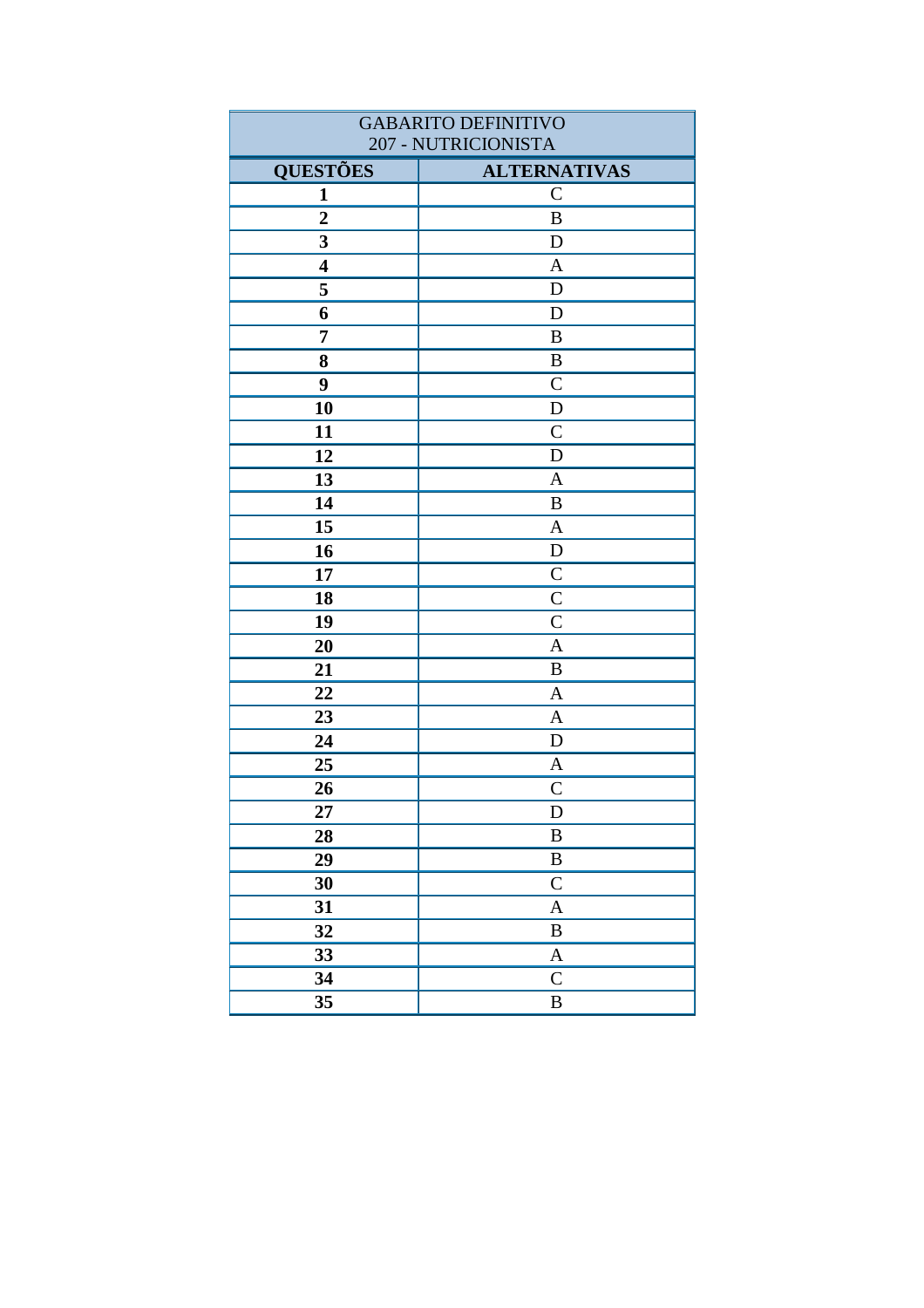| GABARITO DEFINITIVO<br>207 - NUTRICIONISTA | |
|---|---|
| **QUESTÕES** | **ALTERNATIVAS** |
| **1** | C |
| **2** | B |
| **3** | D |
| **4** | A |
| **5** | D |
| **6** | D |
| **7** | B |
| **8** | B |
| **9** | C |
| **10** | D |
| **11** | C |
| **12** | D |
| **13** | A |
| **14** | B |
| **15** | A |
| **16** | D |
| **17** | C |
| **18** | C |
| **19** | C |
| **20** | A |
| **21** | B |
| **22** | A |
| **23** | A |
| **24** | D |
| **25** | A |
| **26** | C |
| **27** | D |
| **28** | B |
| **29** | B |
| **30** | C |
| **31** | A |
| **32** | B |
| **33** | A |
| **34** | C |
| **35** | B |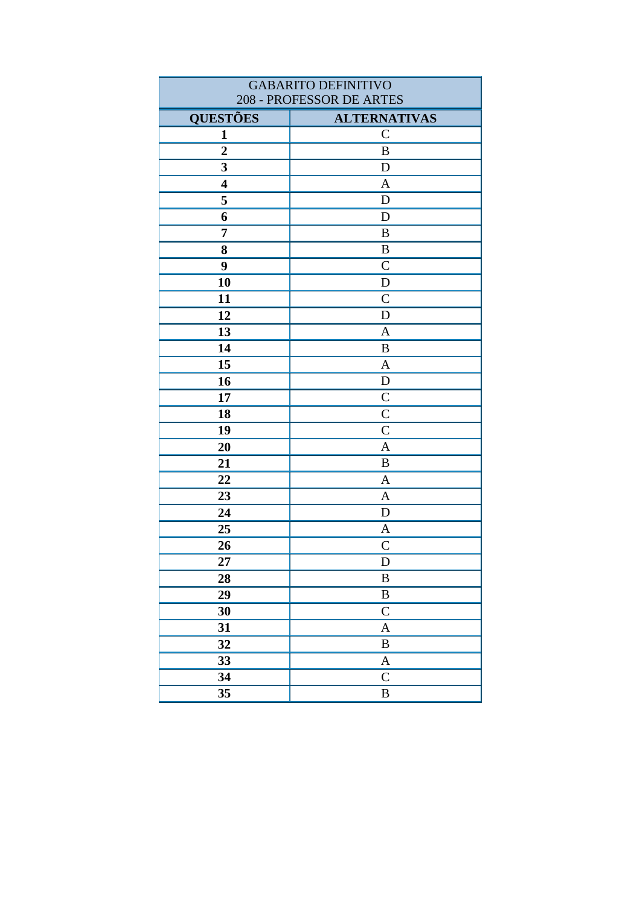| GABARITO DEFINITIVO<br>208 - PROFESSOR DE ARTES | |
|---|---|
| **QUESTÕES** | **ALTERNATIVAS** |
| **1** | C |
| **2** | B |
| **3** | D |
| **4** | A |
| **5** | D |
| **6** | D |
| **7** | B |
| **8** | B |
| **9** | C |
| **10** | D |
| **11** | C |
| **12** | D |
| **13** | A |
| **14** | B |
| **15** | A |
| **16** | D |
| **17** | C |
| **18** | C |
| **19** | C |
| **20** | A |
| **21** | B |
| **22** | A |
| **23** | A |
| **24** | D |
| **25** | A |
| **26** | C |
| **27** | D |
| **28** | B |
| **29** | B |
| **30** | C |
| **31** | A |
| **32** | B |
| **33** | A |
| **34** | C |
| **35** | B |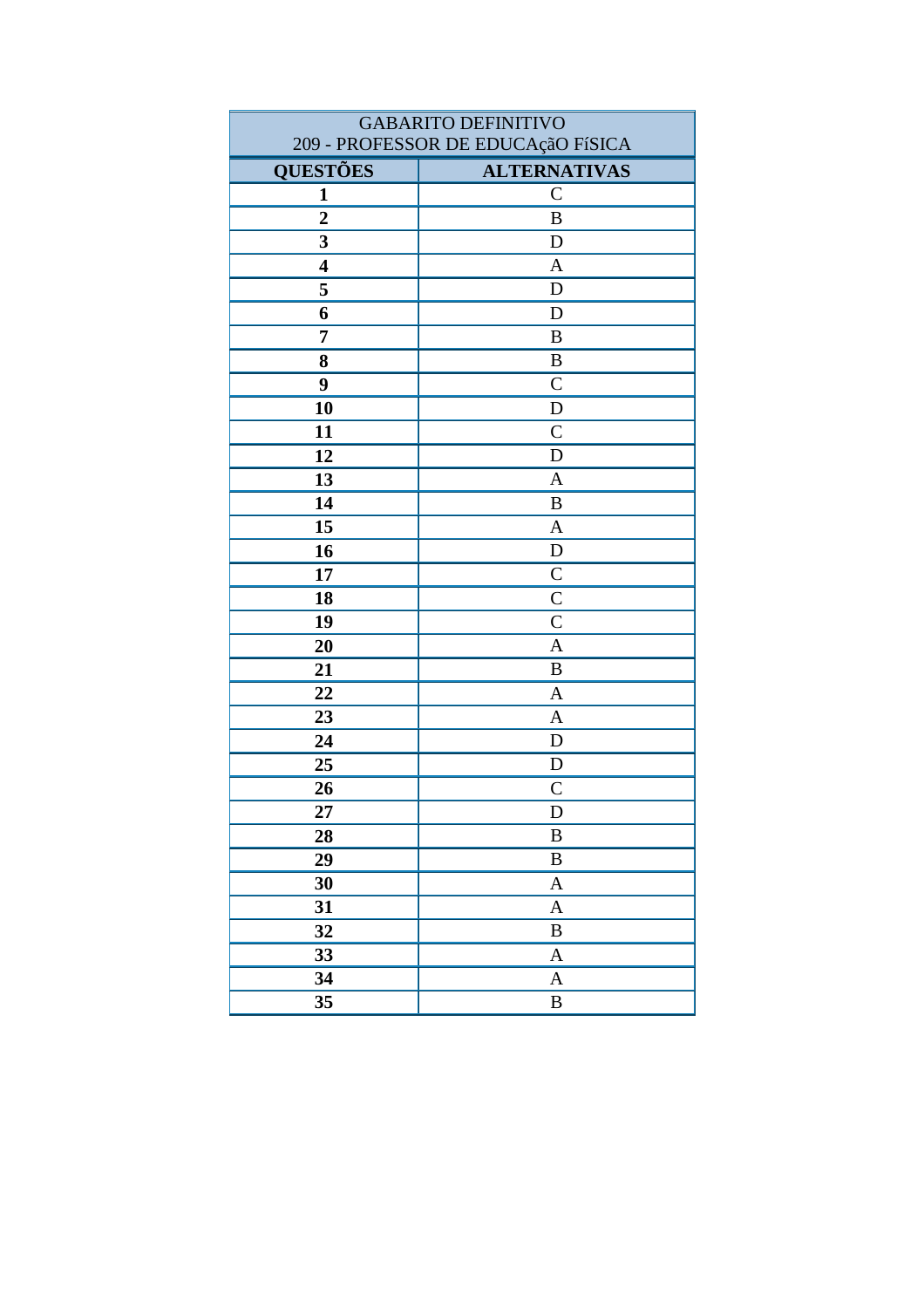| GABARITO DEFINITIVO<br>209 - PROFESSOR DE EDUCAçãO FíSICA | |
|---|---|
| **QUESTÕES** | **ALTERNATIVAS** |
| **1** | C |
| **2** | B |
| **3** | D |
| **4** | A |
| **5** | D |
| **6** | D |
| **7** | B |
| **8** | B |
| **9** | C |
| **10** | D |
| **11** | C |
| **12** | D |
| **13** | A |
| **14** | B |
| **15** | A |
| **16** | D |
| **17** | C |
| **18** | C |
| **19** | C |
| **20** | A |
| **21** | B |
| **22** | A |
| **23** | A |
| **24** | D |
| **25** | D |
| **26** | C |
| **27** | D |
| **28** | B |
| **29** | B |
| **30** | A |
| **31** | A |
| **32** | B |
| **33** | A |
| **34** | A |
| **35** | B |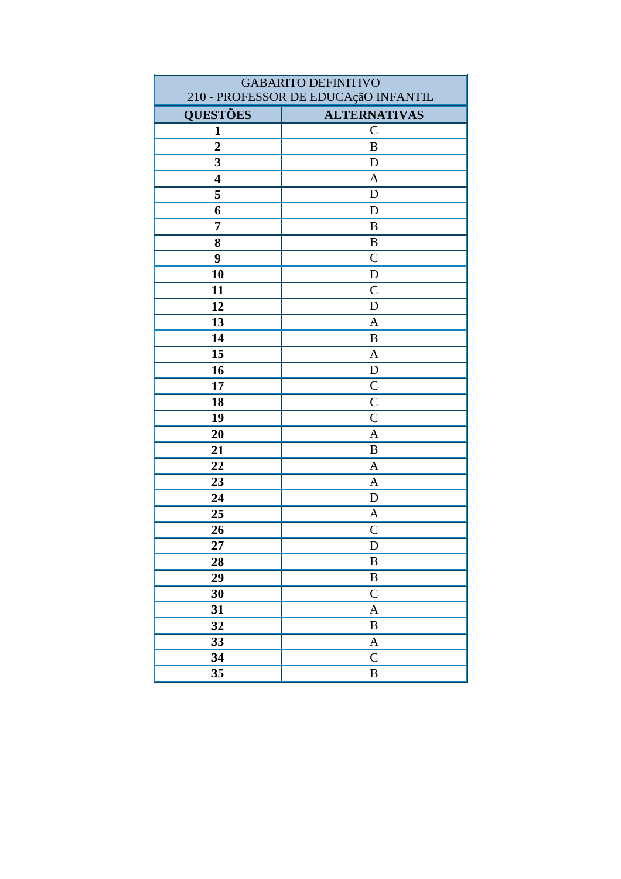| GABARITO DEFINITIVO<br>210 - PROFESSOR DE EDUCAçãO INFANTIL | |
|---|---|
| **QUESTÕES** | **ALTERNATIVAS** |
| **1** | C |
| **2** | B |
| **3** | D |
| **4** | A |
| **5** | D |
| **6** | D |
| **7** | B |
| **8** | B |
| **9** | C |
| **10** | D |
| **11** | C |
| **12** | D |
| **13** | A |
| **14** | B |
| **15** | A |
| **16** | D |
| **17** | C |
| **18** | C |
| **19** | C |
| **20** | A |
| **21** | B |
| **22** | A |
| **23** | A |
| **24** | D |
| **25** | A |
| **26** | C |
| **27** | D |
| **28** | B |
| **29** | B |
| **30** | C |
| **31** | A |
| **32** | B |
| **33** | A |
| **34** | C |
| **35** | B |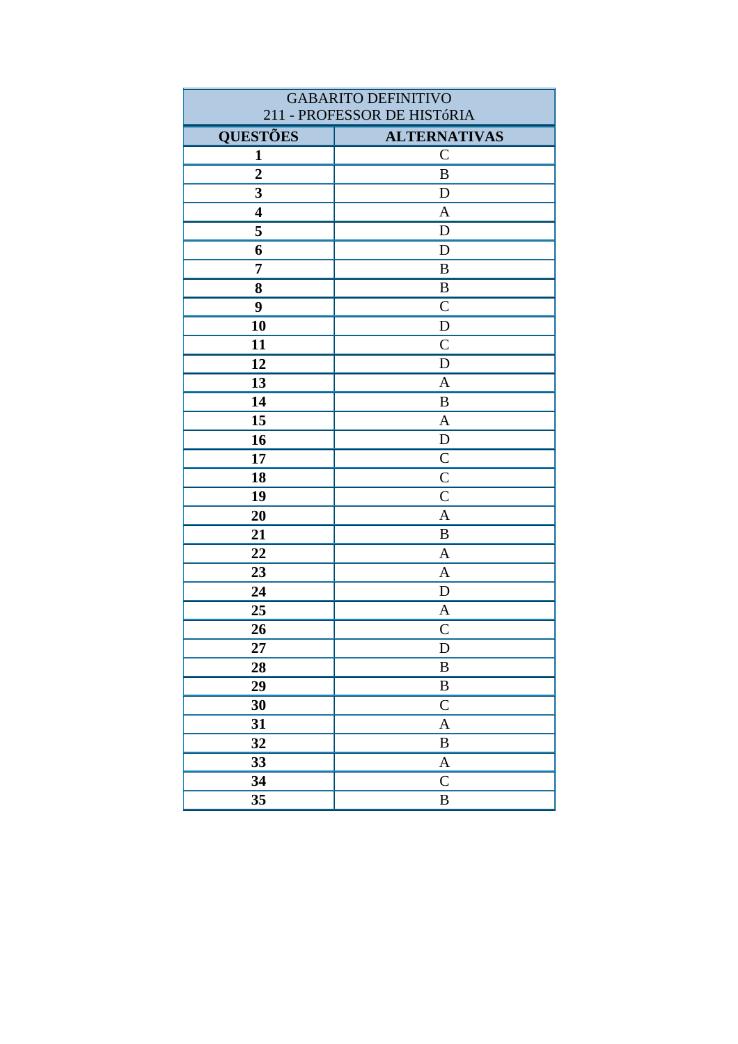| GABARITO DEFINITIVO<br>211 - PROFESSOR DE HISTóRIA | |
|---|---|
| **QUESTÕES** | **ALTERNATIVAS** |
| **1** | C |
| **2** | B |
| **3** | D |
| **4** | A |
| **5** | D |
| **6** | D |
| **7** | B |
| **8** | B |
| **9** | C |
| **10** | D |
| **11** | C |
| **12** | D |
| **13** | A |
| **14** | B |
| **15** | A |
| **16** | D |
| **17** | C |
| **18** | C |
| **19** | C |
| **20** | A |
| **21** | B |
| **22** | A |
| **23** | A |
| **24** | D |
| **25** | A |
| **26** | C |
| **27** | D |
| **28** | B |
| **29** | B |
| **30** | C |
| **31** | A |
| **32** | B |
| **33** | A |
| **34** | C |
| **35** | B |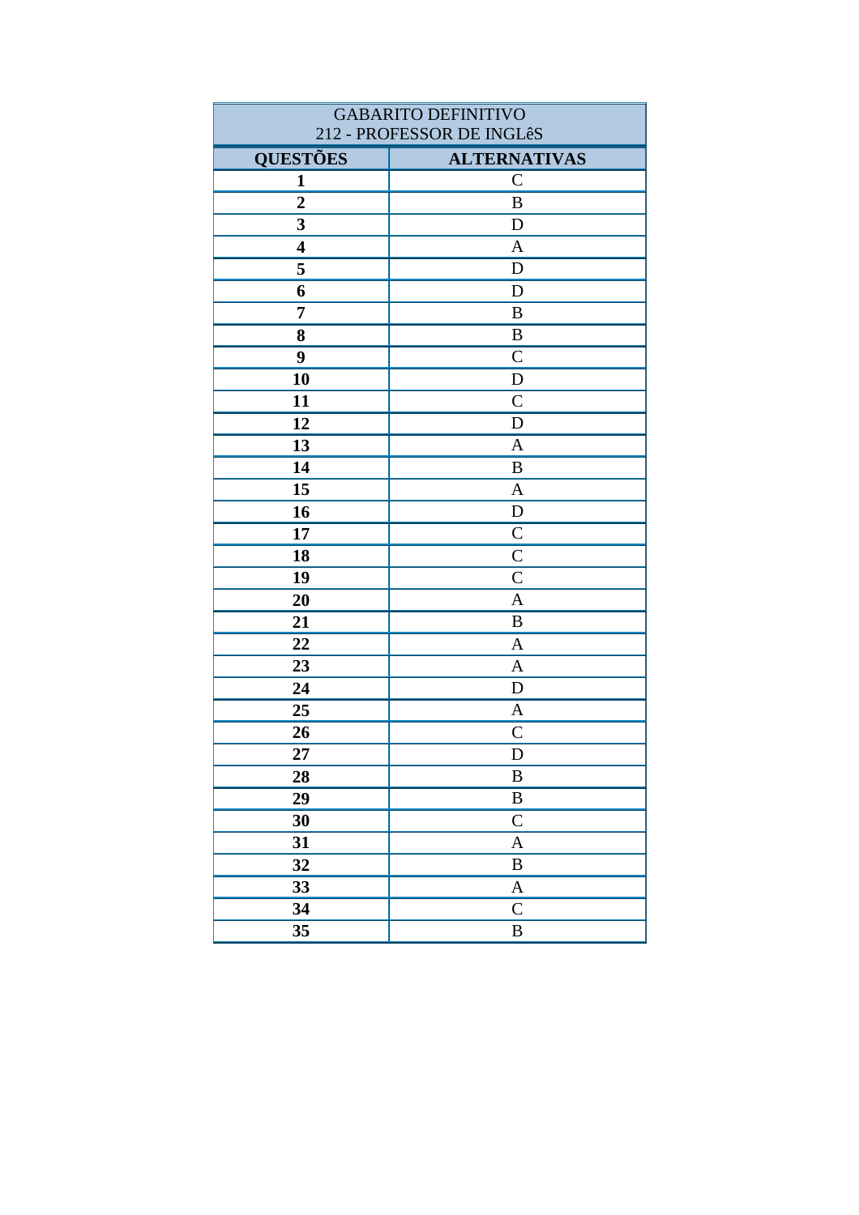| GABARITO DEFINITIVO<br>212 - PROFESSOR DE INGLêS | |
|---|---|
| **QUESTÕES** | **ALTERNATIVAS** |
| **1** | C |
| **2** | B |
| **3** | D |
| **4** | A |
| **5** | D |
| **6** | D |
| **7** | B |
| **8** | B |
| **9** | C |
| **10** | D |
| **11** | C |
| **12** | D |
| **13** | A |
| **14** | B |
| **15** | A |
| **16** | D |
| **17** | C |
| **18** | C |
| **19** | C |
| **20** | A |
| **21** | B |
| **22** | A |
| **23** | A |
| **24** | D |
| **25** | A |
| **26** | C |
| **27** | D |
| **28** | B |
| **29** | B |
| **30** | C |
| **31** | A |
| **32** | B |
| **33** | A |
| **34** | C |
| **35** | B |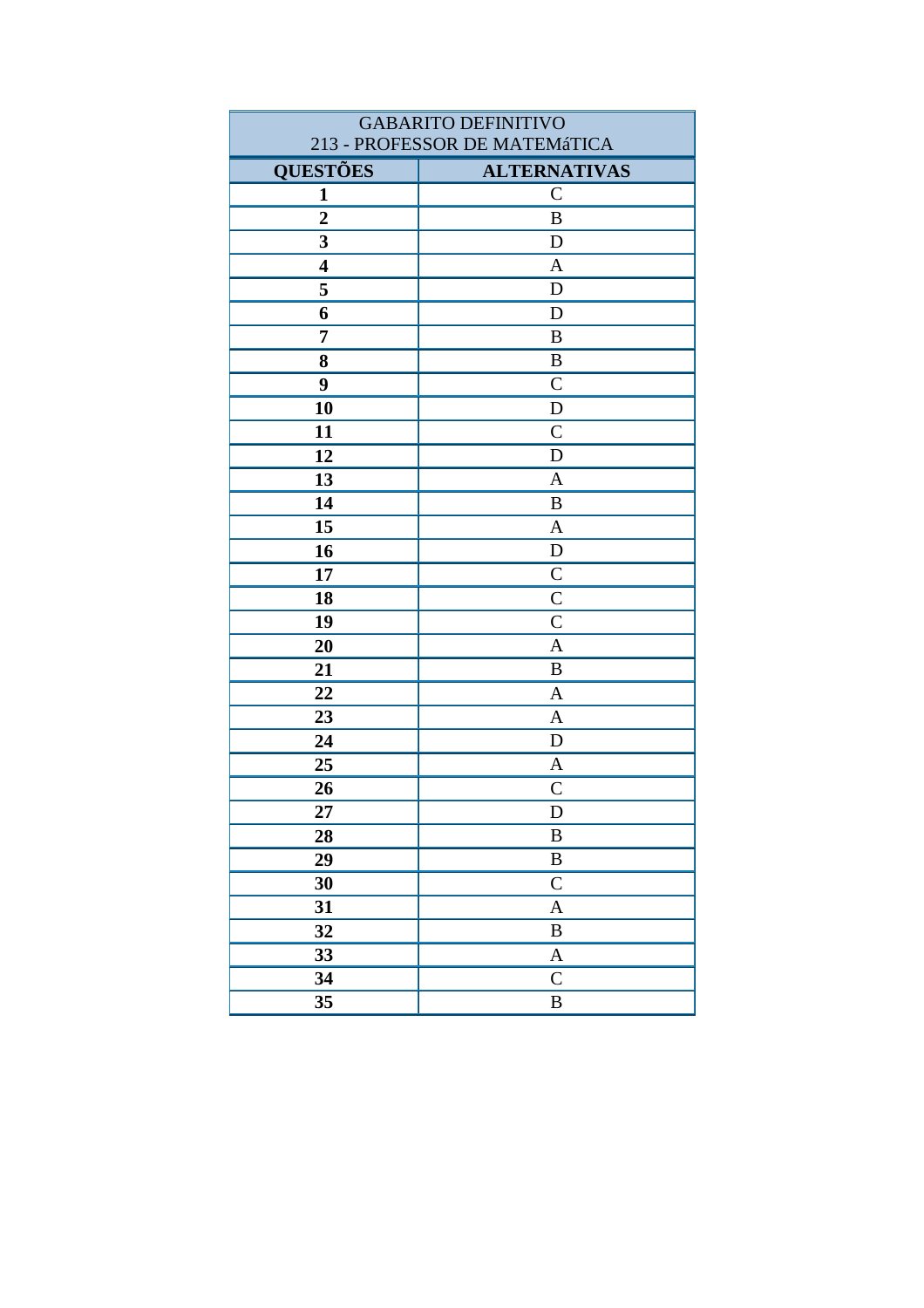| GABARITO DEFINITIVO<br>213 - PROFESSOR DE MATEMáTICA | |
|---|---|
| **QUESTÕES** | **ALTERNATIVAS** |
| **1** | C |
| **2** | B |
| **3** | D |
| **4** | A |
| **5** | D |
| **6** | D |
| **7** | B |
| **8** | B |
| **9** | C |
| **10** | D |
| **11** | C |
| **12** | D |
| **13** | A |
| **14** | B |
| **15** | A |
| **16** | D |
| **17** | C |
| **18** | C |
| **19** | C |
| **20** | A |
| **21** | B |
| **22** | A |
| **23** | A |
| **24** | D |
| **25** | A |
| **26** | C |
| **27** | D |
| **28** | B |
| **29** | B |
| **30** | C |
| **31** | A |
| **32** | B |
| **33** | A |
| **34** | C |
| **35** | B |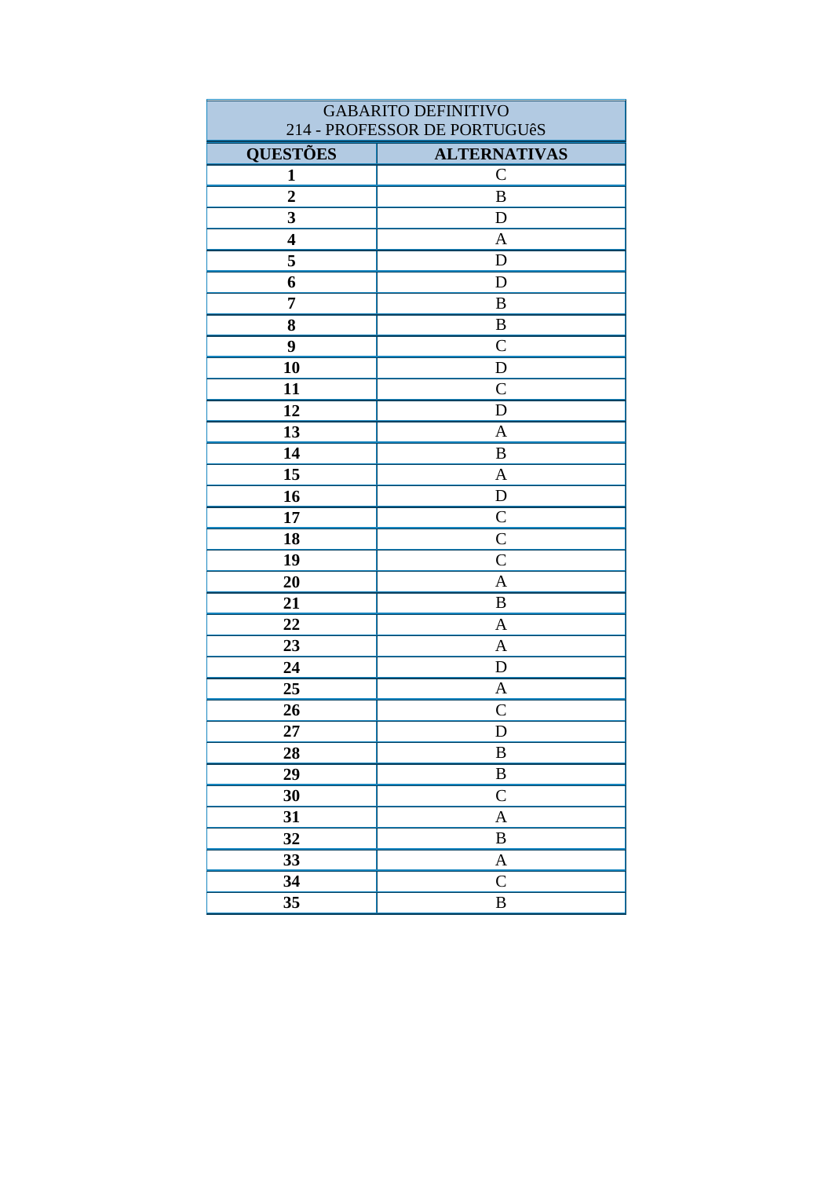| GABARITO DEFINITIVO<br>214 - PROFESSOR DE PORTUGUêS | |
|---|---|
| **QUESTÕES** | **ALTERNATIVAS** |
| **1** | C |
| **2** | B |
| **3** | D |
| **4** | A |
| **5** | D |
| **6** | D |
| **7** | B |
| **8** | B |
| **9** | C |
| **10** | D |
| **11** | C |
| **12** | D |
| **13** | A |
| **14** | B |
| **15** | A |
| **16** | D |
| **17** | C |
| **18** | C |
| **19** | C |
| **20** | A |
| **21** | B |
| **22** | A |
| **23** | A |
| **24** | D |
| **25** | A |
| **26** | C |
| **27** | D |
| **28** | B |
| **29** | B |
| **30** | C |
| **31** | A |
| **32** | B |
| **33** | A |
| **34** | C |
| **35** | B |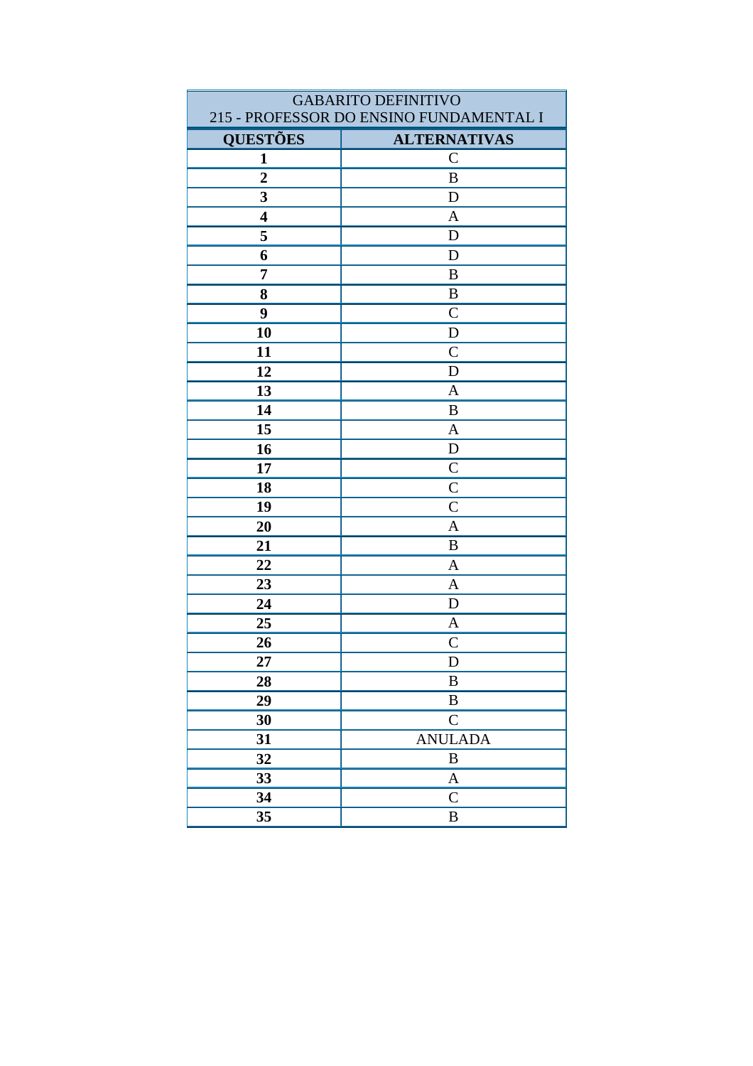| GABARITO DEFINITIVO<br>215 - PROFESSOR DO ENSINO FUNDAMENTAL I | |
|---|---|
| **QUESTÕES** | **ALTERNATIVAS** |
| **1** | C |
| **2** | B |
| **3** | D |
| **4** | A |
| **5** | D |
| **6** | D |
| **7** | B |
| **8** | B |
| **9** | C |
| **10** | D |
| **11** | C |
| **12** | D |
| **13** | A |
| **14** | B |
| **15** | A |
| **16** | D |
| **17** | C |
| **18** | C |
| **19** | C |
| **20** | A |
| **21** | B |
| **22** | A |
| **23** | A |
| **24** | D |
| **25** | A |
| **26** | C |
| **27** | D |
| **28** | B |
| **29** | B |
| **30** | C |
| **31** | ANULADA |
| **32** | B |
| **33** | A |
| **34** | C |
| **35** | B |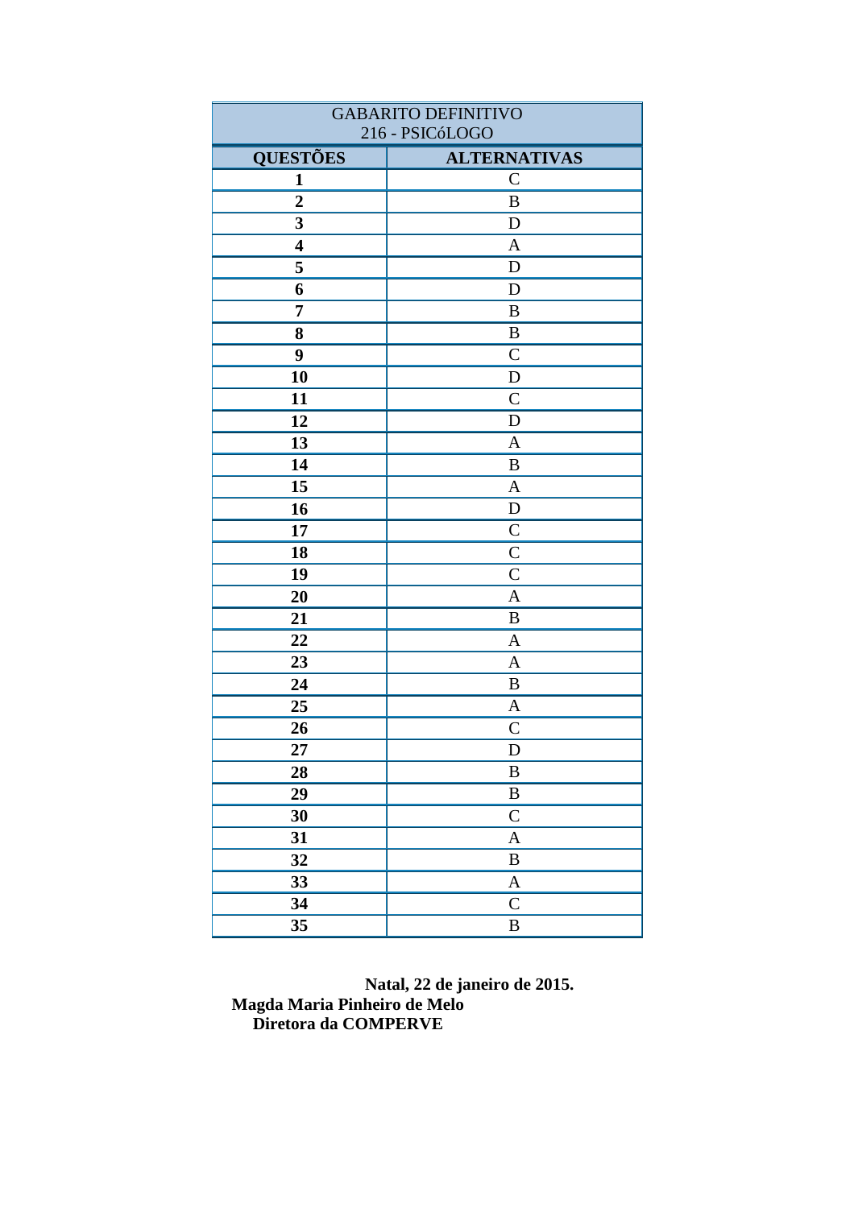| GABARITO DEFINITIVO<br>216 - PSICóLOGO | |
|---|---|
| **QUESTÕES** | **ALTERNATIVAS** |
| **1** | C |
| **2** | B |
| **3** | D |
| **4** | A |
| **5** | D |
| **6** | D |
| **7** | B |
| **8** | B |
| **9** | C |
| **10** | D |
| **11** | C |
| **12** | D |
| **13** | A |
| **14** | B |
| **15** | A |
| **16** | D |
| **17** | C |
| **18** | C |
| **19** | C |
| **20** | A |
| **21** | B |
| **22** | A |
| **23** | A |
| **24** | B |
| **25** | A |
| **26** | C |
| **27** | D |
| **28** | B |
| **29** | B |
| **30** | C |
| **31** | A |
| **32** | B |
| **33** | A |
| **34** | C |
| **35** | B |

**Natal, 22 de janeiro de 2015.**

**Magda Maria Pinheiro de Melo**

**Diretora da COMPERVE**